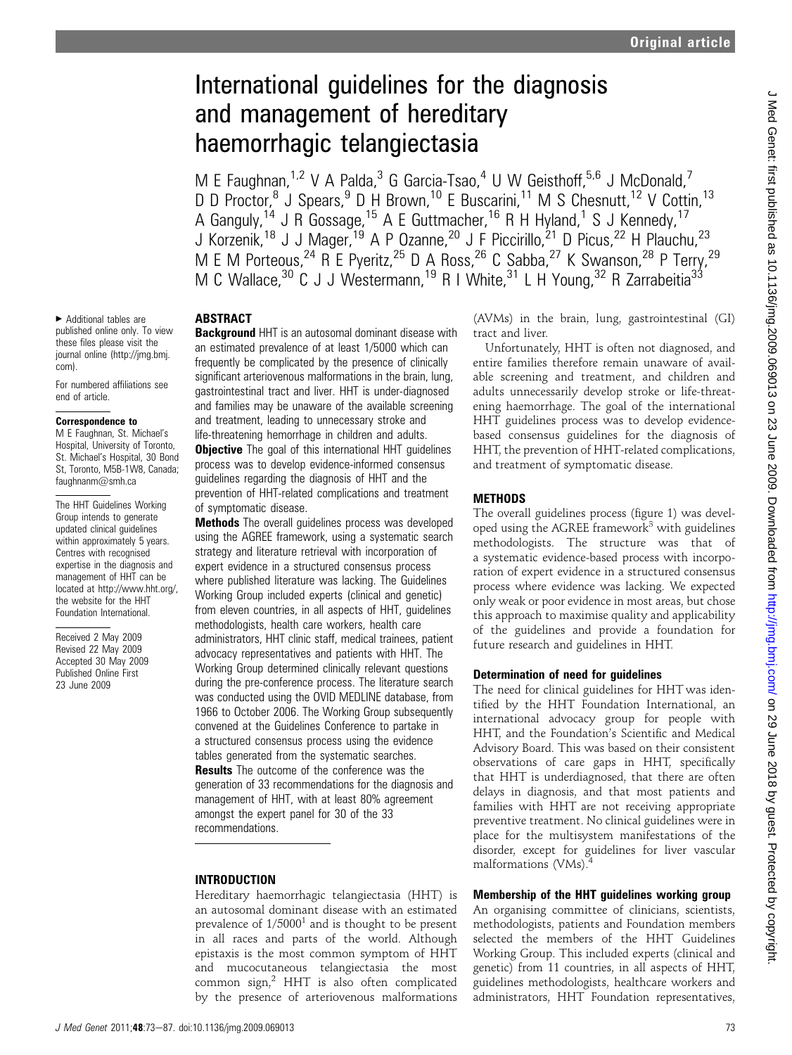# International guidelines for the diagnosis and management of hereditary haemorrhagic telangiectasia

M E Faughnan,[1,2] V A Palda,[3] G Garcia-Tsao,[4] U W Geisthoff,[5,6] J McDonald,[7] D D Proctor,[8] J Spears,[9] D H Brown,[10] E Buscarini,[11] M S Chesnutt,[12] V Cottin,[13] A Ganguly,[14] J R Gossage,[15] A E Guttmacher,[16] R H Hyland,[1] S J Kennedy,[17] J Korzenik,[18] J J Mager,[19] A P Ozanne,[20] J F Piccirillo,[21] D Picus,[22] H Plauchu,[23] M E M Porteous,[24] R E Pyeritz,[25] D A Ross,[26] C Sabba,[27] K Swanson,[28] P Terry,[29] M C Wallace,[30] C J J Westermann,[19] R I White,[31] L H Young,[32] R Zarrabeitia[33]

► Additional tables are published online only. To view these files please visit the journal online (http://jmg.bmj.com).

For numbered affiliations see end of article.

**Correspondence to**
M E Faughnan, St. Michael's Hospital, University of Toronto, St. Michael's Hospital, 30 Bond St, Toronto, M5B-1W8, Canada; faughnanm@smh.ca

The HHT Guidelines Working Group intends to generate updated clinical guidelines within approximately 5 years. Centres with recognised expertise in the diagnosis and management of HHT can be located at http://www.hht.org/, the website for the HHT Foundation International.

Received 2 May 2009
Revised 22 May 2009
Accepted 30 May 2009
Published Online First 23 June 2009

## ABSTRACT

**Background** HHT is an autosomal dominant disease with an estimated prevalence of at least 1/5000 which can frequently be complicated by the presence of clinically significant arteriovenous malformations in the brain, lung, gastrointestinal tract and liver. HHT is under-diagnosed and families may be unaware of the available screening and treatment, leading to unnecessary stroke and life-threatening hemorrhage in children and adults.

**Objective** The goal of this international HHT guidelines process was to develop evidence-informed consensus guidelines regarding the diagnosis of HHT and the prevention of HHT-related complications and treatment of symptomatic disease.

**Methods** The overall guidelines process was developed using the AGREE framework, using a systematic search strategy and literature retrieval with incorporation of expert evidence in a structured consensus process where published literature was lacking. The Guidelines Working Group included experts (clinical and genetic) from eleven countries, in all aspects of HHT, guidelines methodologists, health care workers, health care administrators, HHT clinic staff, medical trainees, patient advocacy representatives and patients with HHT. The Working Group determined clinically relevant questions during the pre-conference process. The literature search was conducted using the OVID MEDLINE database, from 1966 to October 2006. The Working Group subsequently convened at the Guidelines Conference to partake in a structured consensus process using the evidence tables generated from the systematic searches.

**Results** The outcome of the conference was the generation of 33 recommendations for the diagnosis and management of HHT, with at least 80% agreement amongst the expert panel for 30 of the 33 recommendations.

## INTRODUCTION

Hereditary haemorrhagic telangiectasia (HHT) is an autosomal dominant disease with an estimated prevalence of 1/5000[1] and is thought to be present in all races and parts of the world. Although epistaxis is the most common symptom of HHT and mucocutaneous telangiectasia the most common sign,[2] HHT is also often complicated by the presence of arteriovenous malformations (AVMs) in the brain, lung, gastrointestinal (GI) tract and liver.

Unfortunately, HHT is often not diagnosed, and entire families therefore remain unaware of available screening and treatment, and children and adults unnecessarily develop stroke or life-threatening haemorrhage. The goal of the international HHT guidelines process was to develop evidence-based consensus guidelines for the diagnosis of HHT, the prevention of HHT-related complications, and treatment of symptomatic disease.

## METHODS

The overall guidelines process (figure 1) was developed using the AGREE framework[3] with guidelines methodologists. The structure was that of a systematic evidence-based process with incorporation of expert evidence in a structured consensus process where evidence was lacking. We expected only weak or poor evidence in most areas, but chose this approach to maximise quality and applicability of the guidelines and provide a foundation for future research and guidelines in HHT.

### Determination of need for guidelines

The need for clinical guidelines for HHT was identified by the HHT Foundation International, an international advocacy group for people with HHT, and the Foundation's Scientific and Medical Advisory Board. This was based on their consistent observations of care gaps in HHT, specifically that HHT is underdiagnosed, that there are often delays in diagnosis, and that most patients and families with HHT are not receiving appropriate preventive treatment. No clinical guidelines were in place for the multisystem manifestations of the disorder, except for guidelines for liver vascular malformations (VMs).[4]

### Membership of the HHT guidelines working group

An organising committee of clinicians, scientists, methodologists, patients and Foundation members selected the members of the HHT Guidelines Working Group. This included experts (clinical and genetic) from 11 countries, in all aspects of HHT, guidelines methodologists, healthcare workers and administrators, HHT Foundation representatives,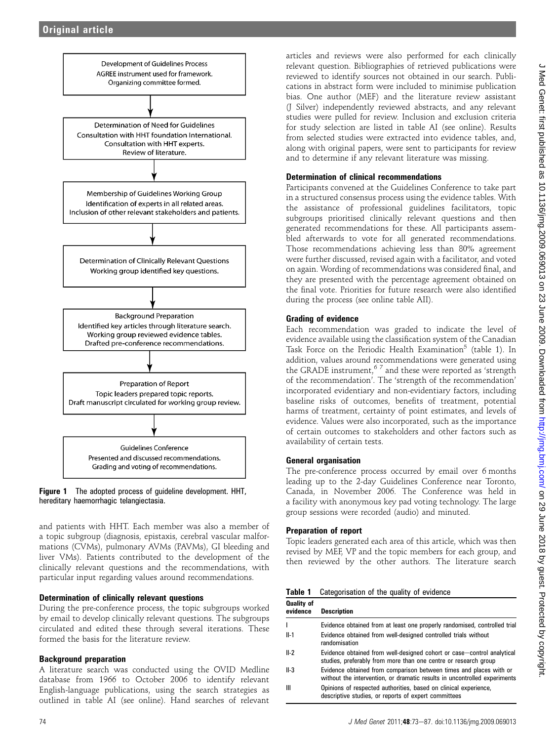Development of Guidelines Process
AGREE instrument used for framework.
Organizing committee formed.

↓

Determination of Need for Guidelines
Consultation with HHT foundation International.
Consultation with HHT experts.
Review of literature.

↓

Membership of Guidelines Working Group
Identification of experts in all related areas.
Inclusion of other relevant stakeholders and patients.

↓

Determination of Clinically Relevant Questions
Working group identified key questions.

↓

Background Preparation
Identified key articles through literature search.
Working group reviewed evidence tables.
Drafted pre-conference recommendations.

↓

Preparation of Report
Topic leaders prepared topic reports.
Draft manuscript circulated for working group review.

↓

Guidelines Conference
Presented and discussed recommendations.
Grading and voting of recommendations.

**Figure 1** The adopted process of guideline development. HHT, hereditary haemorrhagic telangiectasia.

and patients with HHT. Each member was also a member of a topic subgroup (diagnosis, epistaxis, cerebral vascular malformations (CVMs), pulmonary AVMs (PAVMs), GI bleeding and liver VMs). Patients contributed to the development of the clinically relevant questions and the recommendations, with particular input regarding values around recommendations.

### Determination of clinically relevant questions

During the pre-conference process, the topic subgroups worked by email to develop clinically relevant questions. The subgroups circulated and edited these through several iterations. These formed the basis for the literature review.

### Background preparation

A literature search was conducted using the OVID Medline database from 1966 to October 2006 to identify relevant English-language publications, using the search strategies as outlined in table AI (see online). Hand searches of relevant articles and reviews were also performed for each clinically relevant question. Bibliographies of retrieved publications were reviewed to identify sources not obtained in our search. Publications in abstract form were included to minimise publication bias. One author (MEF) and the literature review assistant (J Silver) independently reviewed abstracts, and any relevant studies were pulled for review. Inclusion and exclusion criteria for study selection are listed in table AI (see online). Results from selected studies were extracted into evidence tables, and, along with original papers, were sent to participants for review and to determine if any relevant literature was missing.

### Determination of clinical recommendations

Participants convened at the Guidelines Conference to take part in a structured consensus process using the evidence tables. With the assistance of professional guidelines facilitators, topic subgroups prioritised clinically relevant questions and then generated recommendations for these. All participants assembled afterwards to vote for all generated recommendations. Those recommendations achieving less than 80% agreement were further discussed, revised again with a facilitator, and voted on again. Wording of recommendations was considered final, and they are presented with the percentage agreement obtained on the final vote. Priorities for future research were also identified during the process (see online table AII).

### Grading of evidence

Each recommendation was graded to indicate the level of evidence available using the classification system of the Canadian Task Force on the Periodic Health Examination[5] (table 1). In addition, values around recommendations were generated using the GRADE instrument,[6 7] and these were reported as 'strength of the recommendation'. The 'strength of the recommendation' incorporated evidentiary and non-evidentiary factors, including baseline risks of outcomes, benefits of treatment, potential harms of treatment, certainty of point estimates, and levels of evidence. Values were also incorporated, such as the importance of certain outcomes to stakeholders and other factors such as availability of certain tests.

### General organisation

The pre-conference process occurred by email over 6 months leading up to the 2-day Guidelines Conference near Toronto, Canada, in November 2006. The Conference was held in a facility with anonymous key pad voting technology. The large group sessions were recorded (audio) and minuted.

### Preparation of report

Topic leaders generated each area of this article, which was then revised by MEF, VP and the topic members for each group, and then reviewed by the other authors. The literature search

**Table 1** Categorisation of the quality of evidence

| Quality of evidence | Description |
|---|---|
| I | Evidence obtained from at least one properly randomised, controlled trial |
| II-1 | Evidence obtained from well-designed controlled trials without randomisation |
| II-2 | Evidence obtained from well-designed cohort or case−control analytical studies, preferably from more than one centre or research group |
| II-3 | Evidence obtained from comparison between times and places with or without the intervention, or dramatic results in uncontrolled experiments |
| III | Opinions of respected authorities, based on clinical experience, descriptive studies, or reports of expert committees |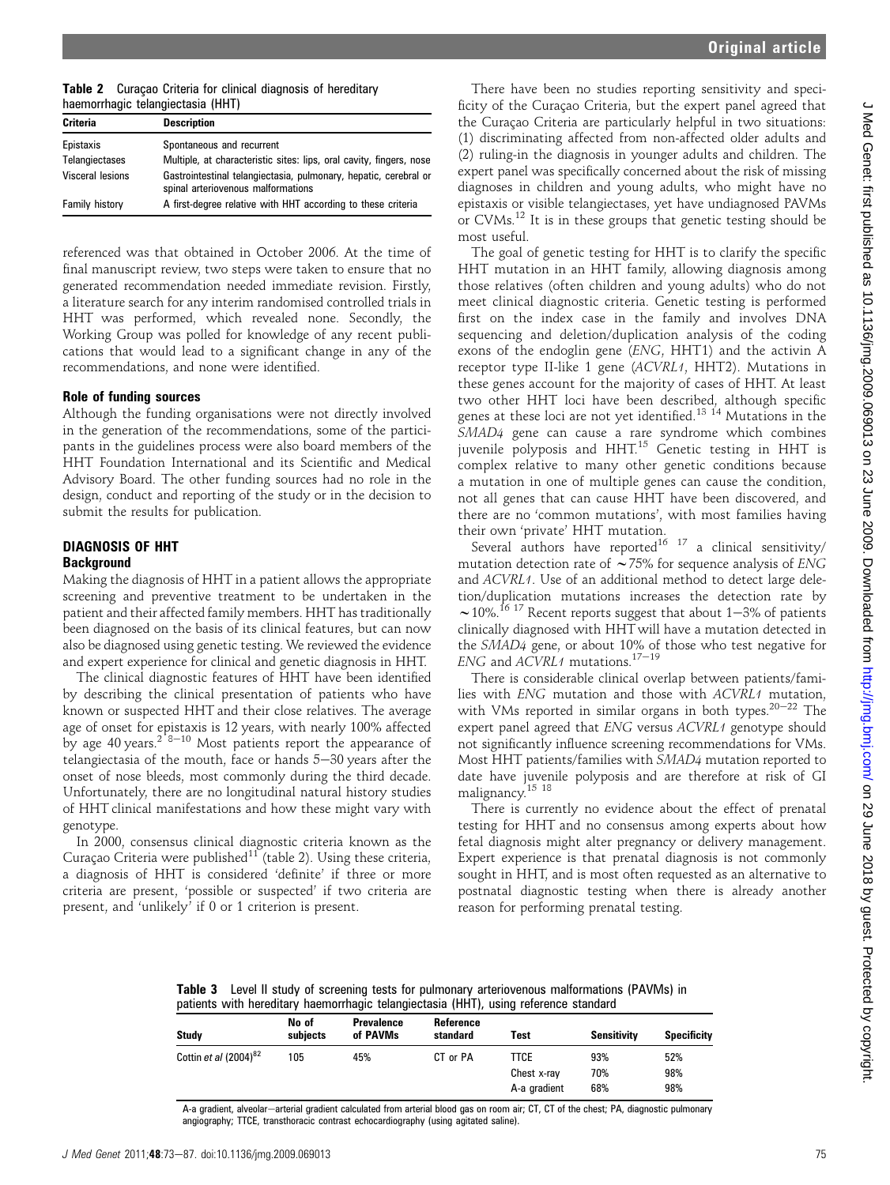**Table 2** Curaçao Criteria for clinical diagnosis of hereditary haemorrhagic telangiectasia (HHT)

| Criteria | Description |
|---|---|
| Epistaxis | Spontaneous and recurrent |
| Telangiectases | Multiple, at characteristic sites: lips, oral cavity, fingers, nose |
| Visceral lesions | Gastrointestinal telangiectasia, pulmonary, hepatic, cerebral or spinal arteriovenous malformations |
| Family history | A first-degree relative with HHT according to these criteria |

referenced was that obtained in October 2006. At the time of final manuscript review, two steps were taken to ensure that no generated recommendation needed immediate revision. Firstly, a literature search for any interim randomised controlled trials in HHT was performed, which revealed none. Secondly, the Working Group was polled for knowledge of any recent publications that would lead to a significant change in any of the recommendations, and none were identified.

### Role of funding sources

Although the funding organisations were not directly involved in the generation of the recommendations, some of the participants in the guidelines process were also board members of the HHT Foundation International and its Scientific and Medical Advisory Board. The other funding sources had no role in the design, conduct and reporting of the study or in the decision to submit the results for publication.

## DIAGNOSIS OF HHT

### Background

Making the diagnosis of HHT in a patient allows the appropriate screening and preventive treatment to be undertaken in the patient and their affected family members. HHT has traditionally been diagnosed on the basis of its clinical features, but can now also be diagnosed using genetic testing. We reviewed the evidence and expert experience for clinical and genetic diagnosis in HHT.

The clinical diagnostic features of HHT have been identified by describing the clinical presentation of patients who have known or suspected HHT and their close relatives. The average age of onset for epistaxis is 12 years, with nearly 100% affected by age 40 years.[2 8–10] Most patients report the appearance of telangiectasia of the mouth, face or hands 5–30 years after the onset of nose bleeds, most commonly during the third decade. Unfortunately, there are no longitudinal natural history studies of HHT clinical manifestations and how these might vary with genotype.

In 2000, consensus clinical diagnostic criteria known as the Curaçao Criteria were published[11] (table 2). Using these criteria, a diagnosis of HHT is considered 'definite' if three or more criteria are present, 'possible or suspected' if two criteria are present, and 'unlikely' if 0 or 1 criterion is present.

There have been no studies reporting sensitivity and specificity of the Curaçao Criteria, but the expert panel agreed that the Curaçao Criteria are particularly helpful in two situations: (1) discriminating affected from non-affected older adults and (2) ruling-in the diagnosis in younger adults and children. The expert panel was specifically concerned about the risk of missing diagnoses in children and young adults, who might have no epistaxis or visible telangiectases, yet have undiagnosed PAVMs or CVMs.[12] It is in these groups that genetic testing should be most useful.

The goal of genetic testing for HHT is to clarify the specific HHT mutation in an HHT family, allowing diagnosis among those relatives (often children and young adults) who do not meet clinical diagnostic criteria. Genetic testing is performed first on the index case in the family and involves DNA sequencing and deletion/duplication analysis of the coding exons of the endoglin gene (*ENG*, HHT1) and the activin A receptor type II-like 1 gene (*ACVRL1*, HHT2). Mutations in these genes account for the majority of cases of HHT. At least two other HHT loci have been described, although specific genes at these loci are not yet identified.[13 14] Mutations in the *SMAD4* gene can cause a rare syndrome which combines juvenile polyposis and HHT.[15] Genetic testing in HHT is complex relative to many other genetic conditions because a mutation in one of multiple genes can cause the condition, not all genes that can cause HHT have been discovered, and there are no 'common mutations', with most families having their own 'private' HHT mutation.

Several authors have reported[16 17] a clinical sensitivity/mutation detection rate of ~75% for sequence analysis of *ENG* and *ACVRL1*. Use of an additional method to detect large deletion/duplication mutations increases the detection rate by ~10%.[16 17] Recent reports suggest that about 1–3% of patients clinically diagnosed with HHT will have a mutation detected in the *SMAD4* gene, or about 10% of those who test negative for *ENG* and *ACVRL1* mutations.[17–19]

There is considerable clinical overlap between patients/families with *ENG* mutation and those with *ACVRL1* mutation, with VMs reported in similar organs in both types.[20–22] The expert panel agreed that *ENG* versus *ACVRL1* genotype should not significantly influence screening recommendations for VMs. Most HHT patients/families with *SMAD4* mutation reported to date have juvenile polyposis and are therefore at risk of GI malignancy.[15 18]

There is currently no evidence about the effect of prenatal testing for HHT and no consensus among experts about how fetal diagnosis might alter pregnancy or delivery management. Expert experience is that prenatal diagnosis is not commonly sought in HHT, and is most often requested as an alternative to postnatal diagnostic testing when there is already another reason for performing prenatal testing.

**Table 3** Level II study of screening tests for pulmonary arteriovenous malformations (PAVMs) in patients with hereditary haemorrhagic telangiectasia (HHT), using reference standard

| Study | No of subjects | Prevalence of PAVMs | Reference standard | Test | Sensitivity | Specificity |
|---|---|---|---|---|---|---|
| Cottin *et al* (2004)[82] | 105 | 45% | CT or PA | TTCE | 93% | 52% |
| | | | | Chest x-ray | 70% | 98% |
| | | | | A-a gradient | 68% | 98% |

A-a gradient, alveolar–arterial gradient calculated from arterial blood gas on room air; CT, CT of the chest; PA, diagnostic pulmonary angiography; TTCE, transthoracic contrast echocardiography (using agitated saline).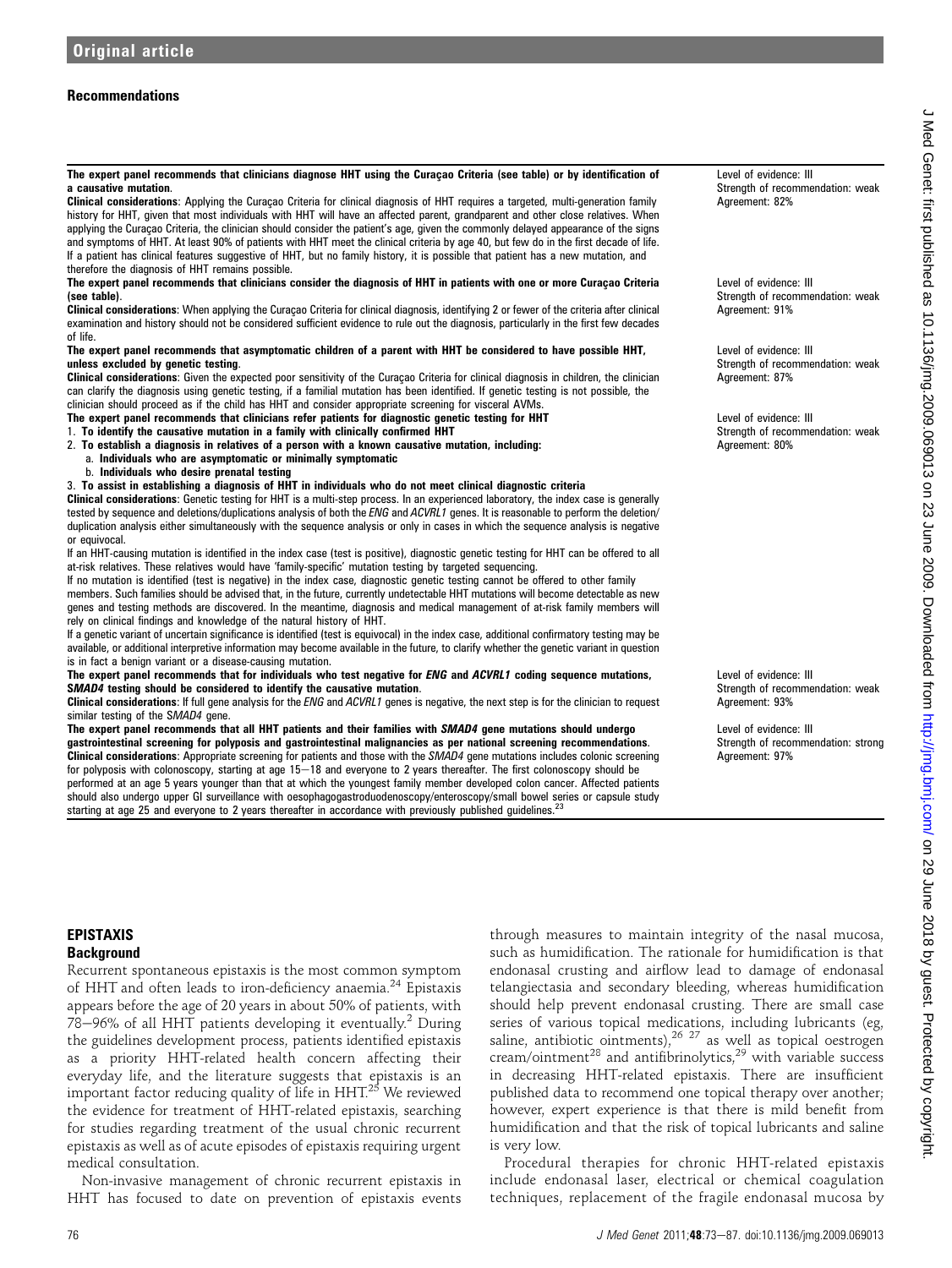## Recommendations

| | |
|---|---|
| **The expert panel recommends that clinicians diagnose HHT using the Curaçao Criteria (see table) or by identification of a causative mutation.**<br>**Clinical considerations**: Applying the Curaçao Criteria for clinical diagnosis of HHT requires a targeted, multi-generation family history for HHT, given that most individuals with HHT will have an affected parent, grandparent and other close relatives. When applying the Curaçao Criteria, the clinician should consider the patient's age, given the commonly delayed appearance of the signs and symptoms of HHT. At least 90% of patients with HHT meet the clinical criteria by age 40, but few do in the first decade of life. If a patient has clinical features suggestive of HHT, but no family history, it is possible that patient has a new mutation, and therefore the diagnosis of HHT remains possible. | Level of evidence: III<br>Strength of recommendation: weak<br>Agreement: 82% |
| **The expert panel recommends that clinicians consider the diagnosis of HHT in patients with one or more Curaçao Criteria (see table).**<br>**Clinical considerations**: When applying the Curaçao Criteria for clinical diagnosis, identifying 2 or fewer of the criteria after clinical examination and history should not be considered sufficient evidence to rule out the diagnosis, particularly in the first few decades of life. | Level of evidence: III<br>Strength of recommendation: weak<br>Agreement: 91% |
| **The expert panel recommends that asymptomatic children of a parent with HHT be considered to have possible HHT, unless excluded by genetic testing.**<br>**Clinical considerations**: Given the expected poor sensitivity of the Curaçao Criteria for clinical diagnosis in children, the clinician can clarify the diagnosis using genetic testing, if a familial mutation has been identified. If genetic testing is not possible, the clinician should proceed as if the child has HHT and consider appropriate screening for visceral AVMs. | Level of evidence: III<br>Strength of recommendation: weak<br>Agreement: 87% |
| **The expert panel recommends that clinicians refer patients for diagnostic genetic testing for HHT**<br>**1. To identify the causative mutation in a family with clinically confirmed HHT**<br>**2. To establish a diagnosis in relatives of a person with a known causative mutation, including:**<br>**a. Individuals who are asymptomatic or minimally symptomatic**<br>**b. Individuals who desire prenatal testing**<br>**3. To assist in establishing a diagnosis of HHT in individuals who do not meet clinical diagnostic criteria**<br>**Clinical considerations**: Genetic testing for HHT is a multi-step process. In an experienced laboratory, the index case is generally tested by sequence and deletions/duplications analysis of both the *ENG* and *ACVRL1* genes. It is reasonable to perform the deletion/duplication analysis either simultaneously with the sequence analysis or only in cases in which the sequence analysis is negative or equivocal.<br>If an HHT-causing mutation is identified in the index case (test is positive), diagnostic genetic testing for HHT can be offered to all at-risk relatives. These relatives would have 'family-specific' mutation testing by targeted sequencing.<br>If no mutation is identified (test is negative) in the index case, diagnostic genetic testing cannot be offered to other family members. Such families should be advised that, in the future, currently undetectable HHT mutations will become detectable as new genes and testing methods are discovered. In the meantime, diagnosis and medical management of at-risk family members will rely on clinical findings and knowledge of the natural history of HHT.<br>If a genetic variant of uncertain significance is identified (test is equivocal) in the index case, additional confirmatory testing may be available, or additional interpretive information may become available in the future, to clarify whether the genetic variant in question is in fact a benign variant or a disease-causing mutation. | Level of evidence: III<br>Strength of recommendation: weak<br>Agreement: 80% |
| **The expert panel recommends that for individuals who test negative for *ENG* and *ACVRL1* coding sequence mutations, *SMAD4* testing should be considered to identify the causative mutation.**<br>**Clinical considerations**: If full gene analysis for the *ENG* and *ACVRL1* genes is negative, the next step is for the clinician to request similar testing of the *SMAD4* gene. | Level of evidence: III<br>Strength of recommendation: weak<br>Agreement: 93% |
| **The expert panel recommends that all HHT patients and their families with *SMAD4* gene mutations should undergo gastrointestinal screening for polyposis and gastrointestinal malignancies as per national screening recommendations.**<br>**Clinical considerations**: Appropriate screening for patients and those with the *SMAD4* gene mutations includes colonic screening for polyposis with colonoscopy, starting at age 15–18 and everyone to 2 years thereafter. The first colonoscopy should be performed at an age 5 years younger than that at which the youngest family member developed colon cancer. Affected patients should also undergo upper GI surveillance with oesophagogastroduodenoscopy/enteroscopy/small bowel series or capsule study starting at age 25 and everyone to 2 years thereafter in accordance with previously published guidelines.[23] | Level of evidence: III<br>Strength of recommendation: strong<br>Agreement: 97% |

## EPISTAXIS

### Background

Recurrent spontaneous epistaxis is the most common symptom of HHT and often leads to iron-deficiency anaemia.[24] Epistaxis appears before the age of 20 years in about 50% of patients, with 78–96% of all HHT patients developing it eventually.[2] During the guidelines development process, patients identified epistaxis as a priority HHT-related health concern affecting their everyday life, and the literature suggests that epistaxis is an important factor reducing quality of life in HHT.[25] We reviewed the evidence for treatment of HHT-related epistaxis, searching for studies regarding treatment of the usual chronic recurrent epistaxis as well as of acute episodes of epistaxis requiring urgent medical consultation.

Non-invasive management of chronic recurrent epistaxis in HHT has focused to date on prevention of epistaxis events through measures to maintain integrity of the nasal mucosa, such as humidification. The rationale for humidification is that endonasal crusting and airflow lead to damage of endonasal telangiectasia and secondary bleeding, whereas humidification should help prevent endonasal crusting. There are small case series of various topical medications, including lubricants (eg, saline, antibiotic ointments),[26 27] as well as topical oestrogen cream/ointment[28] and antifibrinolytics,[29] with variable success in decreasing HHT-related epistaxis. There are insufficient published data to recommend one topical therapy over another; however, expert experience is that there is mild benefit from humidification and that the risk of topical lubricants and saline is very low.

Procedural therapies for chronic HHT-related epistaxis include endonasal laser, electrical or chemical coagulation techniques, replacement of the fragile endonasal mucosa by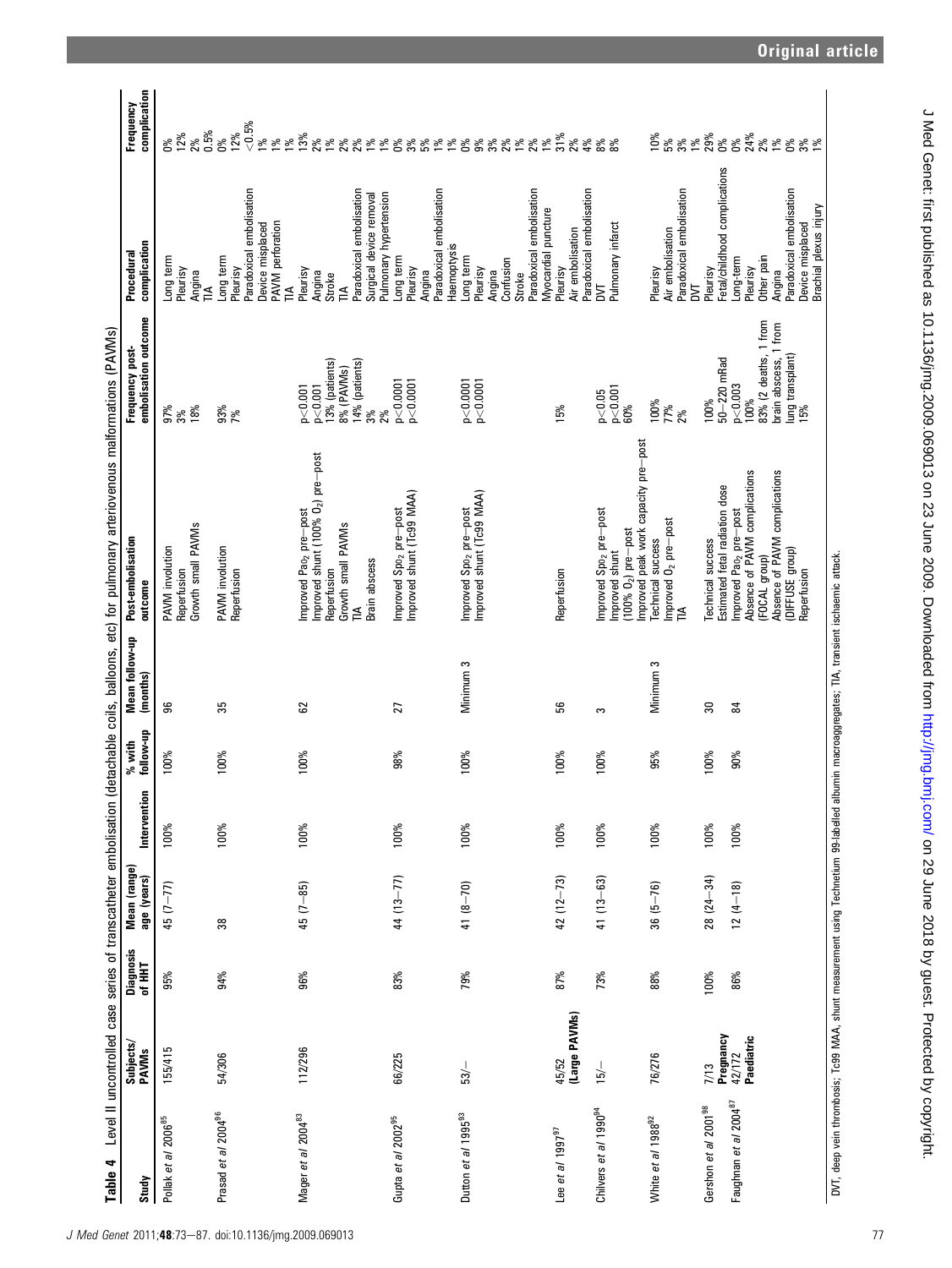**Table 4** Level II uncontrolled case series of transcatheter embolisation (detachable coils, balloons, etc) for pulmonary arteriovenous malformations (PAVMs)

| Study | Subjects/ PAVMs | Diagnosis of HHT | Mean (range) age (years) | Intervention | % with follow-up | Mean follow-up (months) | Post-embolisation outcome | Frequency post-embolisation outcome | Procedural complication | Frequency complication |
|---|---|---|---|---|---|---|---|---|---|---|
| Pollak *et al* 2006[85] | 155/415 | 95% | 45 (7–77) | 100% | 100% | 96 | PAVM involution | 97% | Long term | 0% |
| | | | | | | | Reperfusion | 3% | Pleurisy | 12% |
| | | | | | | | Growth small PAVMs | 18% | Angina | 2% |
| | | | | | | | | | TIA | 0.5% |
| Prasad *et al* 2004[96] | 54/306 | 94% | 38 | 100% | 100% | 35 | PAVM involution | 93% | Long term | 0% |
| | | | | | | | Reperfusion | 7% | Pleurisy | 12% |
| | | | | | | | | | Paradoxical embolisation | <0.5% |
| | | | | | | | | | Device misplaced | 1% |
| | | | | | | | | | PAVM perforation | 1% |
| | | | | | | | | | TIA | 1% |
| Mager *et al* 2004[83] | 112/296 | 96% | 45 (7–85) | 100% | 100% | 62 | Improved $Pa_{O_2}$ pre–post | p<0.001 | Pleurisy | 13% |
| | | | | | | | Improved shunt (100% $O_2$) pre–post | p<0.001 | Angina | 2% |
| | | | | | | | Reperfusion | 13% (patients) | Stroke | 1% |
| | | | | | | | | 8% (PAVMs) | TIA | 2% |
| | | | | | | | Growth small PAVMs | 14% (patients) | Paradoxical embolisation | 2% |
| | | | | | | | TIA | 3% | Surgical device removal | 1% |
| | | | | | | | Brain abscess | 2% | Pulmonary hypertension | 1% |
| Gupta *et al* 2002[95] | 66/225 | 83% | 44 (13–77) | 100% | 98% | 27 | Improved $Sp_{O_2}$ pre–post | p<0.0001 | Long term | 0% |
| | | | | | | | Improved shunt (Tc99 MAA) | p<0.0001 | Pleurisy | 3% |
| | | | | | | | | | Angina | 5% |
| | | | | | | | | | Paradoxical embolisation | 1% |
| | | | | | | | | | Haemoptysis | 1% |
| Dutton *et al* 1995[93] | 53/– | 79% | 41 (8–70) | 100% | 100% | Minimum 3 | Improved $Sp_{O_2}$ pre–post | p<0.0001 | Long term | 0% |
| | | | | | | | Improved shunt (Tc99 MAA) | p<0.0001 | Pleurisy | 9% |
| | | | | | | | | | Angina | 3% |
| | | | | | | | | | Confusion | 2% |
| | | | | | | | | | Stroke | 1% |
| | | | | | | | | | Paradoxical embolisation | 2% |
| | | | | | | | | | Myocardial puncture | 1% |
| Lee *et al* 1997[97] | 45/52 (Large PAVMs) | 87% | 42 (12–73) | 100% | 100% | 56 | Reperfusion | 15% | Pleurisy | 31% |
| | | | | | | | | | Air embolisation | 2% |
| | | | | | | | | | Paradoxical embolisation | 4% |
| Chilvers *et al* 1990[94] | 15/– | 73% | 41 (13–63) | 100% | 100% | 3 | Improved $Sp_{O_2}$ pre–post | p<0.05 | DVT | 8% |
| | | | | | | | Improved shunt (100% $O_2$) pre–post | p<0.001 | Pulmonary infarct | 8% |
| | | | | | | | Improved peak work capacity pre–post | 60% | | |
| White *et al* 1988[92] | 76/276 | 88% | 36 (5–76) | 100% | 95% | Minimum 3 | Technical success | 100% | Pleurisy | 10% |
| | | | | | | | Improved $O_2$ pre–post | 77% | Air embolisation | 5% |
| | | | | | | | TIA | 2% | Paradoxical embolisation | 3% |
| | | | | | | | | | DVT | 1% |
| Gershon *et al* 2001[98] | 7/13 Pregnancy | 100% | 28 (24–34) | 100% | 100% | 30 | Technical success | 100% | Pleurisy | 29% |
| | | | | | | | Estimated fetal radiation dose | 50–220 mRad | Fetal/childhood complications | 0% |
| Faughnan *et al* 2004[87] | 42/172 Paediatric | 86% | 12 (4–18) | 100% | 90% | 84 | Improved $Pa_{O_2}$ pre–post | p<0.003 | Long-term | 0% |
| | | | | | | | Absence of PAVM complications (FOCAL group) | 100% | Pleurisy | 24% |
| | | | | | | | Absence of PAVM complications (DIFFUSE group) | 83% (2 deaths, 1 from brain abscess, 1 from lung transplant) | Other pain | 2% |
| | | | | | | | | | Angina | 1% |
| | | | | | | | | | Paradoxical embolisation | 0% |
| | | | | | | | Reperfusion | 15% | Device misplaced | 3% |
| | | | | | | | | | Brachial plexus injury | 1% |

DVT, deep vein thrombosis; Tc99 MAA, shunt measurement using Technetium 99-labelled albumin macroaggregates; TIA, transient ischaemic attack.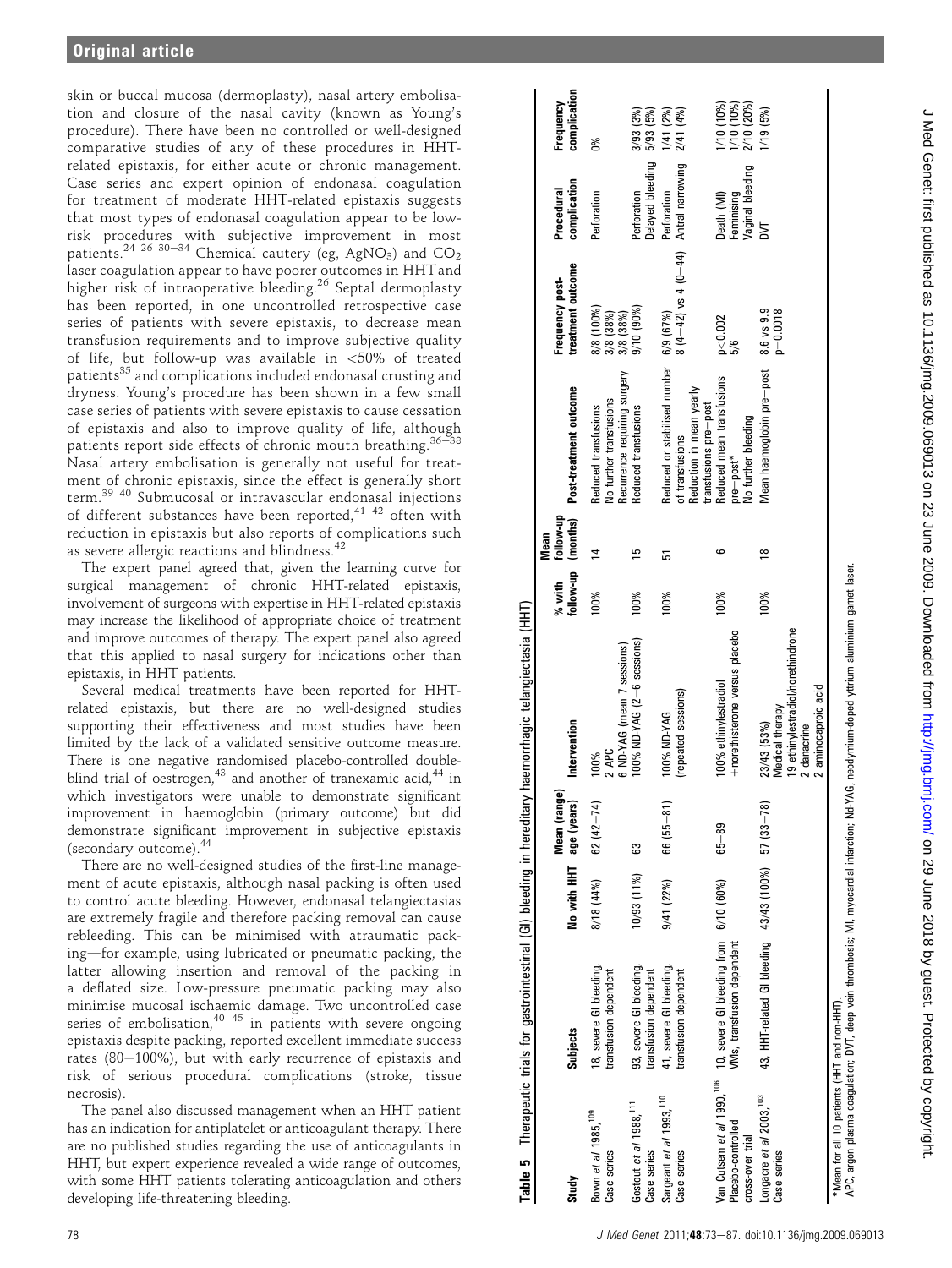skin or buccal mucosa (dermoplasty), nasal artery embolisation and closure of the nasal cavity (known as Young's procedure). There have been no controlled or well-designed comparative studies of any of these procedures in HHT-related epistaxis, for either acute or chronic management. Case series and expert opinion of endonasal coagulation for treatment of moderate HHT-related epistaxis suggests that most types of endonasal coagulation appear to be low-risk procedures with subjective improvement in most patients.[24 26 30–34] Chemical cautery (eg, $AgNO_3$) and $CO_2$ laser coagulation appear to have poorer outcomes in HHT and higher risk of intraoperative bleeding.[26] Septal dermoplasty has been reported, in one uncontrolled retrospective case series of patients with severe epistaxis, to decrease mean transfusion requirements and to improve subjective quality of life, but follow-up was available in <50% of treated patients[35] and complications included endonasal crusting and dryness. Young's procedure has been shown in a few small case series of patients with severe epistaxis to cause cessation of epistaxis and also to improve quality of life, although patients report side effects of chronic mouth breathing.[36–38] Nasal artery embolisation is generally not useful for treatment of chronic epistaxis, since the effect is generally short term.[39 40] Submucosal or intravascular endonasal injections of different substances have been reported,[41 42] often with reduction in epistaxis but also reports of complications such as severe allergic reactions and blindness.[42]

The expert panel agreed that, given the learning curve for surgical management of chronic HHT-related epistaxis, involvement of surgeons with expertise in HHT-related epistaxis may increase the likelihood of appropriate choice of treatment and improve outcomes of therapy. The expert panel also agreed that this applied to nasal surgery for indications other than epistaxis, in HHT patients.

Several medical treatments have been reported for HHT-related epistaxis, but there are no well-designed studies supporting their effectiveness and most studies have been limited by the lack of a validated sensitive outcome measure. There is one negative randomised placebo-controlled double-blind trial of oestrogen,[43] and another of tranexamic acid,[44] in which investigators were unable to demonstrate significant improvement in haemoglobin (primary outcome) but did demonstrate significant improvement in subjective epistaxis (secondary outcome).[44]

There are no well-designed studies of the first-line management of acute epistaxis, although nasal packing is often used to control acute bleeding. However, endonasal telangiectasias are extremely fragile and therefore packing removal can cause rebleeding. This can be minimised with atraumatic packing—for example, using lubricated or pneumatic packing, the latter allowing insertion and removal of the packing in a deflated size. Low-pressure pneumatic packing may also minimise mucosal ischaemic damage. Two uncontrolled case series of embolisation,[40 45] in patients with severe ongoing epistaxis despite packing, reported excellent immediate success rates (80–100%), but with early recurrence of epistaxis and risk of serious procedural complications (stroke, tissue necrosis).

The panel also discussed management when an HHT patient has an indication for antiplatelet or anticoagulant therapy. There are no published studies regarding the use of anticoagulants in HHT, but expert experience revealed a wide range of outcomes, with some HHT patients tolerating anticoagulation and others developing life-threatening bleeding.

**Table 5** Therapeutic trials for gastrointestinal (GI) bleeding in hereditary haemorrhagic telangiectasia (HHT)

| Study | Subjects | No with HHT | Mean (range) age (years) | Intervention | % with follow-up | Mean follow-up (months) | Post-treatment outcome | Frequency post-treatment outcome | Procedural complication | Frequency complication |
|---|---|---|---|---|---|---|---|---|---|---|
| Bown *et al* 1985,[109] Case series | 18, severe GI bleeding, transfusion dependent | 8/18 (44%) | 62 (42–74) | 100%<br>2 APC<br>6 ND-YAG (mean 7 sessions) | 100% | 14 | Reduced transfusions<br>No further transfusions<br>Recurrence requiring surgery | 8/8 (100%)<br>3/8 (38%)<br>3/8 (38%) | Perforation | 0% |
| Gostout *et al* 1988,[111] Case series | 93, severe GI bleeding, transfusion dependent | 10/93 (11%) | 63 | 100% ND-YAG (2–6 sessions) | 100% | 15 | Reduced transfusions | 9/10 (90%) | Perforation<br>Delayed bleeding | 3/93 (3%)<br>5/93 (5%) |
| Sargeant *et al* 1993,[110] Case series | 41, severe GI bleeding, transfusion dependent | 9/41 (22%) | 66 (55–81) | 100% ND-YAG (repeated sessions) | 100% | 51 | Reduced or stabilised number of transfusions<br>Reduction in mean yearly transfusions pre–post | 6/9 (67%)<br>8 (4–42) vs 4 (0–44) | Perforation<br>Antral narrowing | 1/41 (2%)<br>2/41 (4%) |
| Van Cutsem *et al* 1990,[106] Placebo-controlled cross-over trial | 10, severe GI bleeding from VMs, transfusion dependent | 6/10 (60%) | 65–89 | 100% ethinylestradiol +norethisterone versus placebo | 100% | 6 | Reduced mean transfusions pre–post*<br>No further bleeding | p<0.002<br>5/6 | Death (MI)<br>Feminising<br>Vaginal bleeding | 1/10 (10%)<br>1/10 (10%)<br>2/10 (20%) |
| Longacre *et al* 2003,[103] Case series | 43, HHT-related GI bleeding | 43/43 (100%) | 57 (33–78) | 23/43 (53%)<br>Medical therapy<br>19 ethinylestradiol/norethindrone<br>2 danacrine<br>2 aminocaproic acid | 100% | 18 | Mean haemoglobin pre–post | 8.6 vs 9.9<br>p=0.0018 | DVT | 1/19 (5%) |

*Mean for all 10 patients (HHT and non-HHT).
APC, argon plasma coagulation; DVT, deep vein thrombosis; MI, myocardial infarction; Nd-YAG, neodymium-doped yttrium aluminium garnet laser.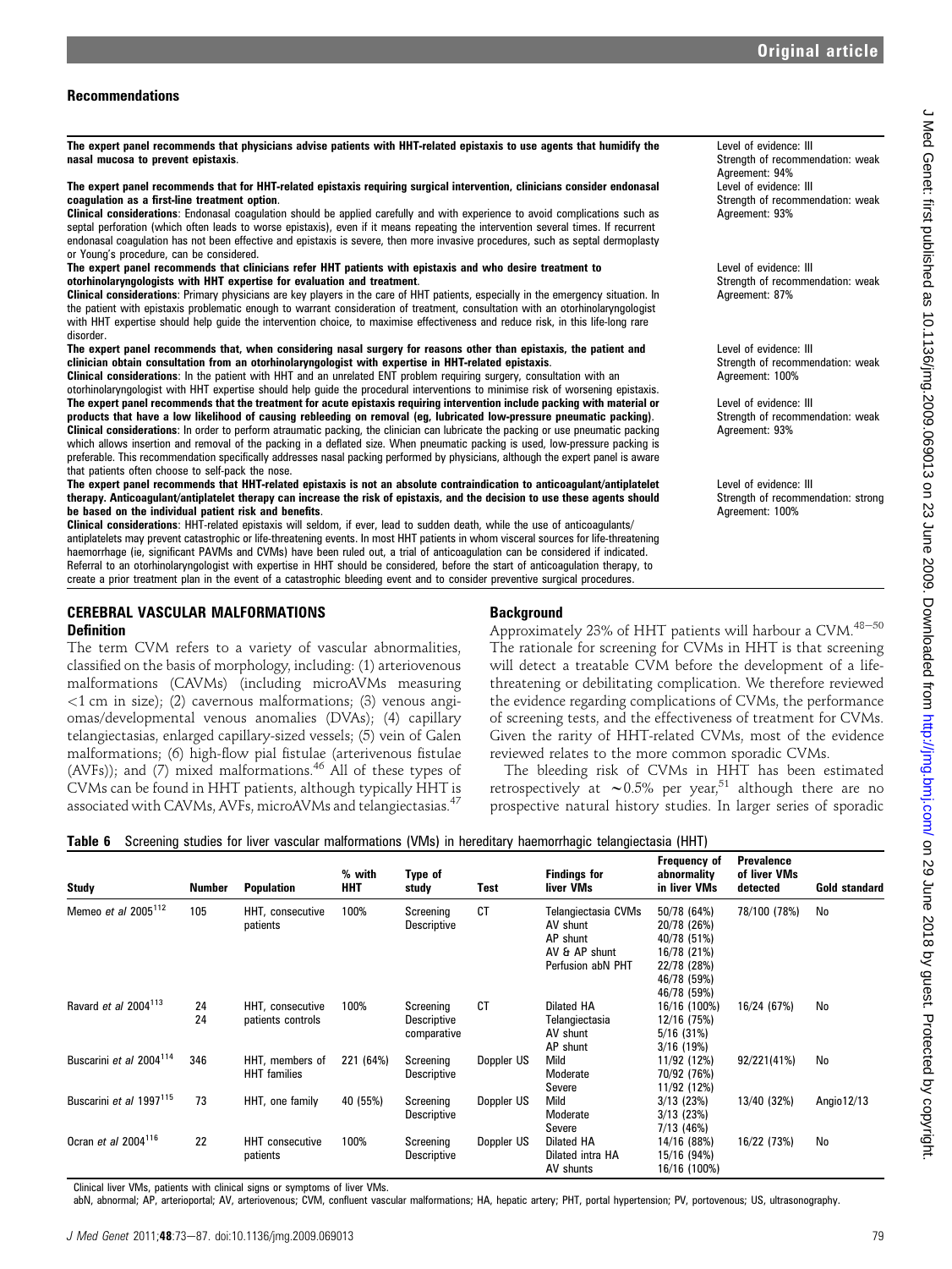## Recommendations

| | |
|---|---|
| **The expert panel recommends that physicians advise patients with HHT-related epistaxis to use agents that humidify the nasal mucosa to prevent epistaxis.** | Level of evidence: III<br>Strength of recommendation: weak<br>Agreement: 94% |
| **The expert panel recommends that for HHT-related epistaxis requiring surgical intervention, clinicians consider endonasal coagulation as a first-line treatment option.**<br>**Clinical considerations**: Endonasal coagulation should be applied carefully and with experience to avoid complications such as septal perforation (which often leads to worse epistaxis), even if it means repeating the intervention several times. If recurrent endonasal coagulation has not been effective and epistaxis is severe, then more invasive procedures, such as septal dermoplasty or Young's procedure, can be considered. | Level of evidence: III<br>Strength of recommendation: weak<br>Agreement: 93% |
| **The expert panel recommends that clinicians refer HHT patients with epistaxis and who desire treatment to otorhinolaryngologists with HHT expertise for evaluation and treatment.**<br>**Clinical considerations**: Primary physicians are key players in the care of HHT patients, especially in the emergency situation. In the patient with epistaxis problematic enough to warrant consideration of treatment, consultation with an otorhinolaryngologist with HHT expertise should help guide the intervention choice, to maximise effectiveness and reduce risk, in this life-long rare disorder. | Level of evidence: III<br>Strength of recommendation: weak<br>Agreement: 87% |
| **The expert panel recommends that, when considering nasal surgery for reasons other than epistaxis, the patient and clinician obtain consultation from an otorhinolaryngologist with expertise in HHT-related epistaxis.**<br>**Clinical considerations**: In the patient with HHT and an unrelated ENT problem requiring surgery, consultation with an otorhinolaryngologist with HHT expertise should help guide the procedural interventions to minimise risk of worsening epistaxis. | Level of evidence: III<br>Strength of recommendation: weak<br>Agreement: 100% |
| **The expert panel recommends that the treatment for acute epistaxis requiring intervention include packing with material or products that have a low likelihood of causing rebleeding on removal (eg, lubricated low-pressure pneumatic packing).**<br>**Clinical considerations**: In order to perform atraumatic packing, the clinician can lubricate the packing or use pneumatic packing which allows insertion and removal of the packing in a deflated size. When pneumatic packing is used, low-pressure packing is preferable. This recommendation specifically addresses nasal packing performed by physicians, although the expert panel is aware that patients often choose to self-pack the nose. | Level of evidence: III<br>Strength of recommendation: weak<br>Agreement: 93% |
| **The expert panel recommends that HHT-related epistaxis is not an absolute contraindication to anticoagulant/antiplatelet therapy. Anticoagulant/antiplatelet therapy can increase the risk of epistaxis, and the decision to use these agents should be based on the individual patient risk and benefits.**<br>**Clinical considerations**: HHT-related epistaxis will seldom, if ever, lead to sudden death, while the use of anticoagulants/antiplatelets may prevent catastrophic or life-threatening events. In most HHT patients in whom visceral sources for life-threatening haemorrhage (ie, significant PAVMs and CVMs) have been ruled out, a trial of anticoagulation can be considered if indicated. Referral to an otorhinolaryngologist with expertise in HHT should be considered, before the start of anticoagulation therapy, to create a prior treatment plan in the event of a catastrophic bleeding event and to consider preventive surgical procedures. | Level of evidence: III<br>Strength of recommendation: strong<br>Agreement: 100% |

## CEREBRAL VASCULAR MALFORMATIONS

### Definition

The term CVM refers to a variety of vascular abnormalities, classified on the basis of morphology, including: (1) arteriovenous malformations (CAVMs) (including microAVMs measuring <1 cm in size); (2) cavernous malformations; (3) venous angiomas/developmental venous anomalies (DVAs); (4) capillary telangiectasias, enlarged capillary-sized vessels; (5) vein of Galen malformations; (6) high-flow pial fistulae (arterivenous fistulae (AVFs)); and (7) mixed malformations.[46] All of these types of CVMs can be found in HHT patients, although typically HHT is associated with CAVMs, AVFs, microAVMs and telangiectasias.[47]

### Background

Approximately 23% of HHT patients will harbour a CVM.[48–50] The rationale for screening for CVMs in HHT is that screening will detect a treatable CVM before the development of a life-threatening or debilitating complication. We therefore reviewed the evidence regarding complications of CVMs, the performance of screening tests, and the effectiveness of treatment for CVMs. Given the rarity of HHT-related CVMs, most of the evidence reviewed relates to the more common sporadic CVMs.

The bleeding risk of CVMs in HHT has been estimated retrospectively at ~0.5% per year,[51] although there are no prospective natural history studies. In larger series of sporadic

**Table 6** Screening studies for liver vascular malformations (VMs) in hereditary haemorrhagic telangiectasia (HHT)

| Study | Number | Population | % with HHT | Type of study | Test | Findings for liver VMs | Frequency of abnormality in liver VMs | Prevalence of liver VMs detected | Gold standard |
|---|---|---|---|---|---|---|---|---|---|
| Memeo et al 2005[112] | 105 | HHT, consecutive patients | 100% | Screening Descriptive | CT | Telangiectasia CVMs<br>AV shunt<br>AP shunt<br>AV & AP shunt<br>Perfusion abN PHT | 50/78 (64%)<br>20/78 (26%)<br>40/78 (51%)<br>16/78 (21%)<br>22/78 (28%)<br>46/78 (59%)<br>46/78 (59%) | 78/100 (78%) | No |
| Ravard et al 2004[113] | 24<br>24 | HHT, consecutive patients controls | 100% | Screening Descriptive comparative | CT | Dilated HA<br>Telangiectasia<br>AV shunt<br>AP shunt | 16/16 (100%)<br>12/16 (75%)<br>5/16 (31%)<br>3/16 (19%) | 16/24 (67%) | No |
| Buscarini et al 2004[114] | 346 | HHT, members of HHT families | 221 (64%) | Screening Descriptive | Doppler US | Mild<br>Moderate<br>Severe | 11/92 (12%)<br>70/92 (76%)<br>11/92 (12%) | 92/221(41%) | No |
| Buscarini et al 1997[115] | 73 | HHT, one family | 40 (55%) | Screening Descriptive | Doppler US | Mild<br>Moderate<br>Severe | 3/13 (23%)<br>3/13 (23%)<br>7/13 (46%) | 13/40 (32%) | Angio12/13 |
| Ocran et al 2004[116] | 22 | HHT consecutive patients | 100% | Screening Descriptive | Doppler US | Dilated HA<br>Dilated intra HA<br>AV shunts | 14/16 (88%)<br>15/16 (94%)<br>16/16 (100%) | 16/22 (73%) | No |

Clinical liver VMs, patients with clinical signs or symptoms of liver VMs.

abN, abnormal; AP, arterioportal; AV, arteriovenous; CVM, confluent vascular malformations; HA, hepatic artery; PHT, portal hypertension; PV, portovenous; US, ultrasonography.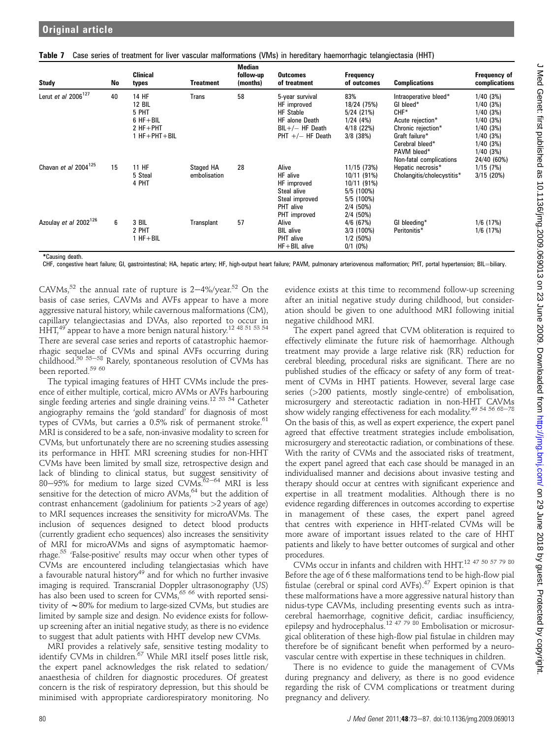**Table 7** Case series of treatment for liver vascular malformations (VMs) in hereditary haemorrhagic telangiectasia (HHT)

| Study | No | Clinical types | Treatment | Median follow-up (months) | Outcomes of treatment | Frequency of outcomes | Complications | Frequency of complications |
|---|---|---|---|---|---|---|---|---|
| Lerut *et al* 2006[127] | 40 | 14 HF<br>12 BIL<br>5 PHT<br>6 HF+BIL<br>2 HF+PHT<br>1 HF+PHT+BIL | Trans | 58 | 5-year survival<br>HF improved<br>HF Stable<br>HF alone Death<br>BIL+/− HF Death<br>PHT +/− HF Death | 83%<br>18/24 (75%)<br>5/24 (21%)<br>1/24 (4%)<br>4/18 (22%)<br>3/8 (38%) | Intraoperative bleed*<br>GI bleed*<br>CHF*<br>Acute rejection*<br>Chronic rejection*<br>Graft failure*<br>Cerebral bleed*<br>PAVM bleed*<br>Non-fatal complications | 1/40 (3%)<br>1/40 (3%)<br>1/40 (3%)<br>1/40 (3%)<br>1/40 (3%)<br>1/40 (3%)<br>1/40 (3%)<br>1/40 (3%)<br>24/40 (60%) |
| Chavan *et al* 2004[125] | 15 | 11 HF<br>5 Steal<br>4 PHT | Staged HA embolisation | 28 | Alive<br>HF alive<br>HF improved<br>Steal alive<br>Steal improved<br>PHT alive<br>PHT improved | 11/15 (73%)<br>10/11 (91%)<br>10/11 (91%)<br>5/5 (100%)<br>5/5 (100%)<br>2/4 (50%)<br>2/4 (50%) | Hepatic necrosis*<br>Cholangitis/cholecystitis* | 1/15 (7%)<br>3/15 (20%) |
| Azoulay *et al* 2002[126] | 6 | 3 BIL<br>2 PHT<br>1 HF+BIL | Transplant | 57 | Alive<br>BIL alive<br>PHT alive<br>HF+BIL alive | 4/6 (67%)<br>3/3 (100%)<br>1/2 (50%)<br>0/1 (0%) | GI bleeding*<br>Peritonitis* | 1/6 (17%)<br>1/6 (17%) |

*Causing death.
CHF, congestive heart failure; GI, gastrointestinal; HA, hepatic artery; HF, high-output heart failure; PAVM, pulmonary arteriovenous malformation; PHT, portal hypertension; BIL=biliary.

CAVMs,[52] the annual rate of rupture is 2–4%/year.[52] On the basis of case series, CAVMs and AVFs appear to have a more aggressive natural history, while cavernous malformations (CM), capillary telangiectasias and DVAs, also reported to occur in HHT,[49] appear to have a more benign natural history.[12 48 51 53 54] There are several case series and reports of catastrophic haemorrhagic sequelae of CVMs and spinal AVFs occurring during childhood.[50 55–58] Rarely, spontaneous resolution of CVMs has been reported.[59 60]

The typical imaging features of HHT CVMs include the presence of either multiple, cortical, micro AVMs or AVFs harbouring single feeding arteries and single draining veins.[12 53 54] Catheter angiography remains the 'gold standard' for diagnosis of most types of CVMs, but carries a 0.5% risk of permanent stroke.[61] MRI is considered to be a safe, non-invasive modality to screen for CVMs, but unfortunately there are no screening studies assessing its performance in HHT. MRI screening studies for non-HHT CVMs have been limited by small size, retrospective design and lack of blinding to clinical status, but suggest sensitivity of 80–95% for medium to large sized CVMs.[62–64] MRI is less sensitive for the detection of micro AVMs,[64] but the addition of contrast enhancement (gadolinium for patients >2 years of age) to MRI sequences increases the sensitivity for microAVMs. The inclusion of sequences designed to detect blood products (currently gradient echo sequences) also increases the sensitivity of MRI for microAVMs and signs of asymptomatic haemorrhage.[55] 'False-positive' results may occur when other types of CVMs are encountered including telangiectasias which have a favourable natural history[49] and for which no further invasive imaging is required. Transcranial Doppler ultrasonography (US) has also been used to screen for CVMs,[65 66] with reported sensitivity of ~80% for medium to large-sized CVMs, but studies are limited by sample size and design. No evidence exists for follow-up screening after an initial negative study, as there is no evidence to suggest that adult patients with HHT develop new CVMs.

MRI provides a relatively safe, sensitive testing modality to identify CVMs in children.[67] While MRI itself poses little risk, the expert panel acknowledges the risk related to sedation/anaesthesia of children for diagnostic procedures. Of greatest concern is the risk of respiratory depression, but this should be minimised with appropriate cardiorespiratory monitoring. No evidence exists at this time to recommend follow-up screening after an initial negative study during childhood, but consideration should be given to one adulthood MRI following initial negative childhood MRI.

The expert panel agreed that CVM obliteration is required to effectively eliminate the future risk of haemorrhage. Although treatment may provide a large relative risk (RR) reduction for cerebral bleeding, procedural risks are significant. There are no published studies of the efficacy or safety of any form of treatment of CVMs in HHT patients. However, several large case series (>200 patients, mostly single-centre) of embolisation, microsurgery and stereotactic radiation in non-HHT CAVMs show widely ranging effectiveness for each modality.[49 54 56 68–78] On the basis of this, as well as expert experience, the expert panel agreed that effective treatment strategies include embolisation, microsurgery and stereotactic radiation, or combinations of these. With the rarity of CVMs and the associated risks of treatment, the expert panel agreed that each case should be managed in an individualised manner and decisions about invasive testing and therapy should occur at centres with significant experience and expertise in all treatment modalities. Although there is no evidence regarding differences in outcomes according to expertise in management of these cases, the expert panel agreed that centres with experience in HHT-related CVMs will be more aware of important issues related to the care of HHT patients and likely to have better outcomes of surgical and other procedures.

CVMs occur in infants and children with HHT.[12 47 50 57 79 80] Before the age of 6 these malformations tend to be high-flow pial fistulae (cerebral or spinal cord AVFs).[47] Expert opinion is that these malformations have a more aggressive natural history than nidus-type CAVMs, including presenting events such as intracerebral haemorrhage, cognitive deficit, cardiac insufficiency, epilepsy and hydrocephalus.[12 47 79 80] Embolisation or microsurgical obliteration of these high-flow pial fistulae in children may therefore be of significant benefit when performed by a neurovascular centre with expertise in these techniques in children.

There is no evidence to guide the management of CVMs during pregnancy and delivery, as there is no good evidence regarding the risk of CVM complications or treatment during pregnancy and delivery.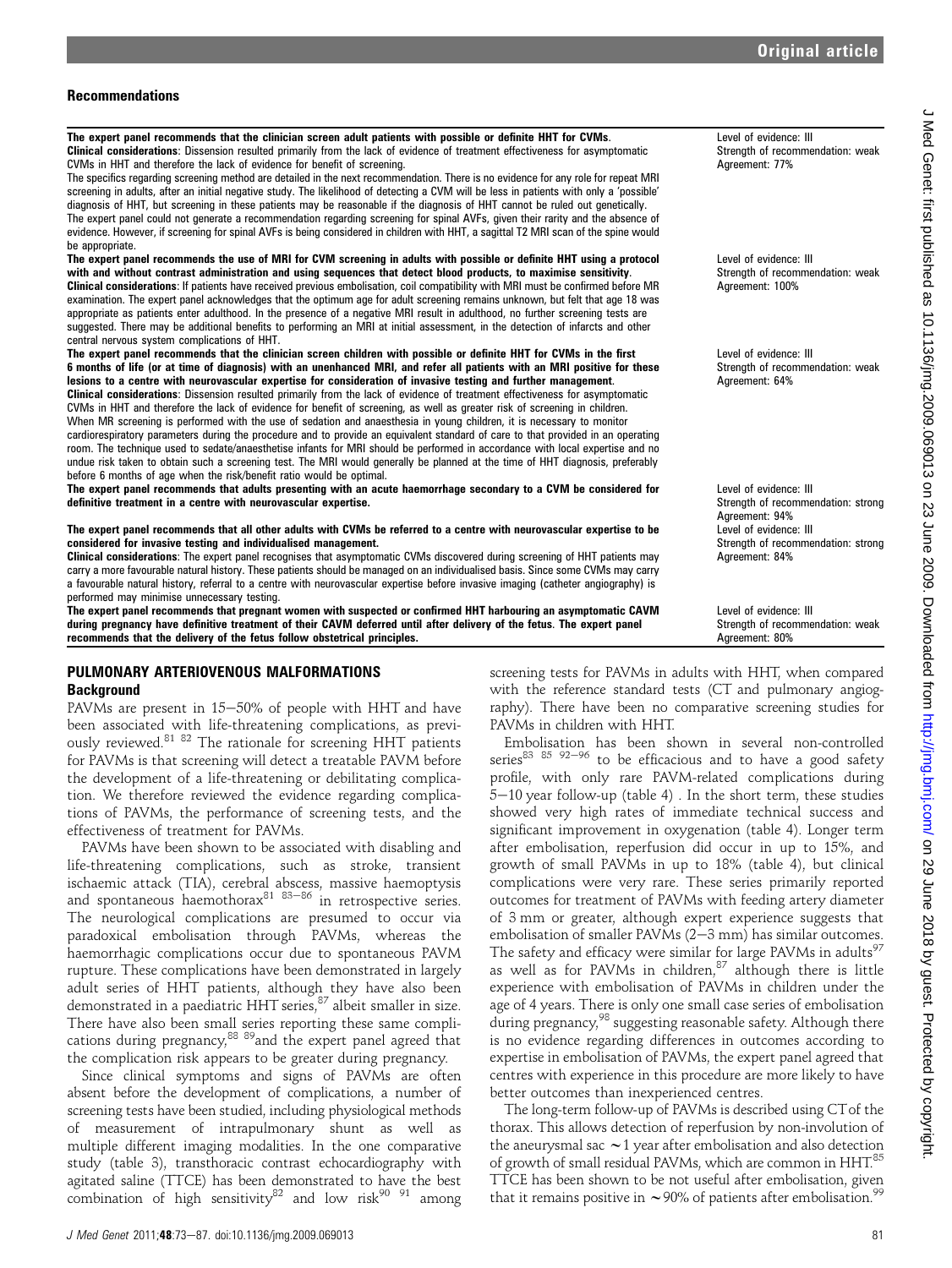## Recommendations

| | |
|---|---|
| **The expert panel recommends that the clinician screen adult patients with possible or definite HHT for CVMs.** **Clinical considerations**: Dissension resulted primarily from the lack of evidence of treatment effectiveness for asymptomatic CVMs in HHT and therefore the lack of evidence for benefit of screening. The specifics regarding screening method are detailed in the next recommendation. There is no evidence for any role for repeat MRI screening in adults, after an initial negative study. The likelihood of detecting a CVM will be less in patients with only a 'possible' diagnosis of HHT, but screening in these patients may be reasonable if the diagnosis of HHT cannot be ruled out genetically. The expert panel could not generate a recommendation regarding screening for spinal AVFs, given their rarity and the absence of evidence. However, if screening for spinal AVFs is being considered in children with HHT, a sagittal T2 MRI scan of the spine would be appropriate. | Level of evidence: III Strength of recommendation: weak Agreement: 77% |
| **The expert panel recommends the use of MRI for CVM screening in adults with possible or definite HHT using a protocol with and without contrast administration and using sequences that detect blood products, to maximise sensitivity.** **Clinical considerations**: If patients have received previous embolisation, coil compatibility with MRI must be confirmed before MR examination. The expert panel acknowledges that the optimum age for adult screening remains unknown, but felt that age 18 was appropriate as patients enter adulthood. In the presence of a negative MRI result in adulthood, no further screening tests are suggested. There may be additional benefits to performing an MRI at initial assessment, in the detection of infarcts and other central nervous system complications of HHT. | Level of evidence: III Strength of recommendation: weak Agreement: 100% |
| **The expert panel recommends that the clinician screen children with possible or definite HHT for CVMs in the first 6 months of life (or at time of diagnosis) with an unenhanced MRI, and refer all patients with an MRI positive for these lesions to a centre with neurovascular expertise for consideration of invasive testing and further management.** **Clinical considerations**: Dissension resulted primarily from the lack of evidence of treatment effectiveness for asymptomatic CVMs in HHT and therefore the lack of evidence for benefit of screening, as well as greater risk of screening in children. When MR screening is performed with the use of sedation and anaesthesia in young children, it is necessary to monitor cardiorespiratory parameters during the procedure and to provide an equivalent standard of care to that provided in an operating room. The technique used to sedate/anaesthetise infants for MRI should be performed in accordance with local expertise and no undue risk taken to obtain such a screening test. The MRI would generally be planned at the time of HHT diagnosis, preferably before 6 months of age when the risk/benefit ratio would be optimal. | Level of evidence: III Strength of recommendation: weak Agreement: 64% |
| **The expert panel recommends that adults presenting with an acute haemorrhage secondary to a CVM be considered for definitive treatment in a centre with neurovascular expertise.** | Level of evidence: III Strength of recommendation: strong Agreement: 94% |
| **The expert panel recommends that all other adults with CVMs be referred to a centre with neurovascular expertise to be considered for invasive testing and individualised management.** **Clinical considerations**: The expert panel recognises that asymptomatic CVMs discovered during screening of HHT patients may carry a more favourable natural history. These patients should be managed on an individualised basis. Since some CVMs may carry a favourable natural history, referral to a centre with neurovascular expertise before invasive imaging (catheter angiography) is performed may minimise unnecessary testing. | Level of evidence: III Strength of recommendation: strong Agreement: 84% |
| **The expert panel recommends that pregnant women with suspected or confirmed HHT harbouring an asymptomatic CAVM during pregnancy have definitive treatment of their CAVM deferred until after delivery of the fetus. The expert panel recommends that the delivery of the fetus follow obstetrical principles.** | Level of evidence: III Strength of recommendation: weak Agreement: 80% |

## PULMONARY ARTERIOVENOUS MALFORMATIONS

### Background

PAVMs are present in 15–50% of people with HHT and have been associated with life-threatening complications, as previously reviewed.[81 82] The rationale for screening HHT patients for PAVMs is that screening will detect a treatable PAVM before the development of a life-threatening or debilitating complication. We therefore reviewed the evidence regarding complications of PAVMs, the performance of screening tests, and the effectiveness of treatment for PAVMs.

PAVMs have been shown to be associated with disabling and life-threatening complications, such as stroke, transient ischaemic attack (TIA), cerebral abscess, massive haemoptysis and spontaneous haemothorax[81 83–86] in retrospective series. The neurological complications are presumed to occur via paradoxical embolisation through PAVMs, whereas the haemorrhagic complications occur due to spontaneous PAVM rupture. These complications have been demonstrated in largely adult series of HHT patients, although they have also been demonstrated in a paediatric HHT series,[87] albeit smaller in size. There have also been small series reporting these same complications during pregnancy,[88 89] and the expert panel agreed that the complication risk appears to be greater during pregnancy.

Since clinical symptoms and signs of PAVMs are often absent before the development of complications, a number of screening tests have been studied, including physiological methods of measurement of intrapulmonary shunt as well as multiple different imaging modalities. In the one comparative study (table 3), transthoracic contrast echocardiography with agitated saline (TTCE) has been demonstrated to have the best combination of high sensitivity[82] and low risk[90 91] among screening tests for PAVMs in adults with HHT, when compared with the reference standard tests (CT and pulmonary angiography). There have been no comparative screening studies for PAVMs in children with HHT.

Embolisation has been shown in several non-controlled series[83 85 92–96] to be efficacious and to have a good safety profile, with only rare PAVM-related complications during 5–10 year follow-up (table 4) . In the short term, these studies showed very high rates of immediate technical success and significant improvement in oxygenation (table 4). Longer term after embolisation, reperfusion did occur in up to 15%, and growth of small PAVMs in up to 18% (table 4), but clinical complications were very rare. These series primarily reported outcomes for treatment of PAVMs with feeding artery diameter of 3 mm or greater, although expert experience suggests that embolisation of smaller PAVMs (2–3 mm) has similar outcomes. The safety and efficacy were similar for large PAVMs in adults[97] as well as for PAVMs in children,[87] although there is little experience with embolisation of PAVMs in children under the age of 4 years. There is only one small case series of embolisation during pregnancy,[98] suggesting reasonable safety. Although there is no evidence regarding differences in outcomes according to expertise in embolisation of PAVMs, the expert panel agreed that centres with experience in this procedure are more likely to have better outcomes than inexperienced centres.

The long-term follow-up of PAVMs is described using CT of the thorax. This allows detection of reperfusion by non-involution of the aneurysmal sac ~1 year after embolisation and also detection of growth of small residual PAVMs, which are common in HHT.[85] TTCE has been shown to be not useful after embolisation, given that it remains positive in ~90% of patients after embolisation.[99]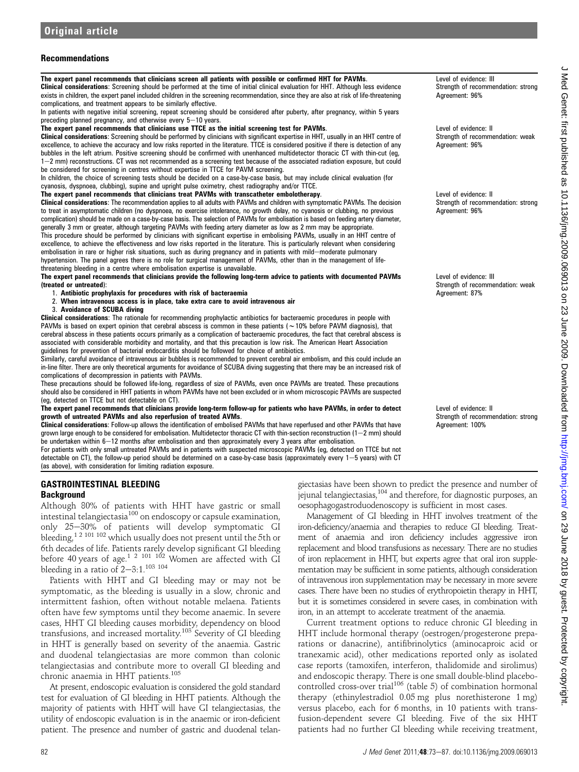## Recommendations

| | |
|---|---|
| **The expert panel recommends that clinicians screen all patients with possible or confirmed HHT for PAVMs.**<br>**Clinical considerations**: Screening should be performed at the time of initial clinical evaluation for HHT. Although less evidence exists in children, the expert panel included children in the screening recommendation, since they are also at risk of life-threatening complications, and treatment appears to be similarly effective.<br>In patients with negative initial screening, repeat screening should be considered after puberty, after pregnancy, within 5 years preceding planned pregnancy, and otherwise every 5–10 years. | Level of evidence: III<br>Strength of recommendation: strong<br>Agreement: 96% |
| **The expert panel recommends that clinicians use TTCE as the initial screening test for PAVMs.**<br>**Clinical considerations**: Screening should be performed by clinicians with significant expertise in HHT, usually in an HHT centre of excellence, to achieve the accuracy and low risks reported in the literature. TTCE is considered positive if there is detection of any bubbles in the left atrium. Positive screening should be confirmed with unenhanced multidetector thoracic CT with thin-cut (eg, 1–2 mm) reconstructions. CT was not recommended as a screening test because of the associated radiation exposure, but could be considered for screening in centres without expertise in TTCE for PAVM screening.<br>In children, the choice of screening tests should be decided on a case-by-case basis, but may include clinical evaluation (for cyanosis, dyspnoea, clubbing), supine and upright pulse oximetry, chest radiography and/or TTCE. | Level of evidence: II<br>Strength of recommendation: weak<br>Agreement: 96% |
| **The expert panel recommends that clinicians treat PAVMs with transcatheter embolotherapy.**<br>**Clinical considerations**: The recommendation applies to all adults with PAVMs and children with symptomatic PAVMs. The decision to treat in asymptomatic children (no dyspnoea, no exercise intolerance, no growth delay, no cyanosis or clubbing, no previous complication) should be made on a case-by-case basis. The selection of PAVMs for embolisation is based on feeding artery diameter, generally 3 mm or greater, although targeting PAVMs with feeding artery diameter as low as 2 mm may be appropriate.<br>This procedure should be performed by clinicians with significant expertise in embolising PAVMs, usually in an HHT centre of excellence, to achieve the effectiveness and low risks reported in the literature. This is particularly relevant when considering embolisation in rare or higher risk situations, such as during pregnancy and in patients with mild–moderate pulmonary hypertension. The panel agrees there is no role for surgical management of PAVMs, other than in the management of life-threatening bleeding in a centre where embolisation expertise is unavailable. | Level of evidence: II<br>Strength of recommendation: strong<br>Agreement: 96% |
| **The expert panel recommends that clinicians provide the following long-term advice to patients with documented PAVMs (treated or untreated)**:<br>1. **Antibiotic prophylaxis for procedures with risk of bacteraemia**<br>2. **When intravenous access is in place, take extra care to avoid intravenous air**<br>3. **Avoidance of SCUBA diving**<br>**Clinical considerations**: The rationale for recommending prophylactic antibiotics for bacteraemic procedures in people with PAVMs is based on expert opinion that cerebral abscess is common in these patients (~10% before PAVM diagnosis), that cerebral abscess in these patients occurs primarily as a complication of bacteraemic procedures, the fact that cerebral abscess is associated with considerable morbidity and mortality, and that this precaution is low risk. The American Heart Association guidelines for prevention of bacterial endocarditis should be followed for choice of antibiotics.<br>Similarly, careful avoidance of intravenous air bubbles is recommended to prevent cerebral air embolism, and this could include an in-line filter. There are only theoretical arguments for avoidance of SCUBA diving suggesting that there may be an increased risk of complications of decompression in patients with PAVMs.<br>These precautions should be followed life-long, regardless of size of PAVMs, even once PAVMs are treated. These precautions should also be considered in HHT patients in whom PAVMs have not been excluded or in whom microscopic PAVMs are suspected (eg, detected on TTCE but not detectable on CT). | Level of evidence: III<br>Strength of recommendation: weak<br>Agreement: 87% |
| **The expert panel recommends that clinicians provide long-term follow-up for patients who have PAVMs, in order to detect growth of untreated PAVMs and also reperfusion of treated AVMs.**<br>**Clinical considerations**: Follow-up allows the identification of embolised PAVMs that have reperfused and other PAVMs that have grown large enough to be considered for embolisation. Multidetector thoracic CT with thin-section reconstruction (1–2 mm) should be undertaken within 6–12 months after embolisation and then approximately every 3 years after embolisation.<br>For patients with only small untreated PAVMs and in patients with suspected microscopic PAVMs (eg, detected on TTCE but not detectable on CT), the follow-up period should be determined on a case-by-case basis (approximately every 1–5 years) with CT (as above), with consideration for limiting radiation exposure. | Level of evidence: II<br>Strength of recommendation: strong<br>Agreement: 100% |

## GASTROINTESTINAL BLEEDING

### Background

Although 80% of patients with HHT have gastric or small intestinal telangiectasia[100] on endoscopy or capsule examination, only 25–30% of patients will develop symptomatic GI bleeding,[1 2 101 102] which usually does not present until the 5th or 6th decades of life. Patients rarely develop significant GI bleeding before 40 years of age.[1 2 101 102] Women are affected with GI bleeding in a ratio of 2–3:1.[103 104]

Patients with HHT and GI bleeding may or may not be symptomatic, as the bleeding is usually in a slow, chronic and intermittent fashion, often without notable melaena. Patients often have few symptoms until they become anaemic. In severe cases, HHT GI bleeding causes morbidity, dependency on blood transfusions, and increased mortality.[103] Severity of GI bleeding in HHT is generally based on severity of the anaemia. Gastric and duodenal telangiectasias are more common than colonic telangiectasias and contribute more to overall GI bleeding and chronic anaemia in HHT patients.[105]

At present, endoscopic evaluation is considered the gold standard test for evaluation of GI bleeding in HHT patients. Although the majority of patients with HHT will have GI telangiectasias, the utility of endoscopic evaluation is in the anaemic or iron-deficient patient. The presence and number of gastric and duodenal telangiectasias have been shown to predict the presence and number of jejunal telangiectasias,[104] and therefore, for diagnostic purposes, an oesophagogastroduodenoscopy is sufficient in most cases.

Management of GI bleeding in HHT involves treatment of the iron-deficiency/anaemia and therapies to reduce GI bleeding. Treatment of anaemia and iron deficiency includes aggressive iron replacement and blood transfusions as necessary. There are no studies of iron replacement in HHT, but experts agree that oral iron supplementation may be sufficient in some patients, although consideration of intravenous iron supplementation may be necessary in more severe cases. There have been no studies of erythropoietin therapy in HHT, but it is sometimes considered in severe cases, in combination with iron, in an attempt to accelerate treatment of the anaemia.

Current treatment options to reduce chronic GI bleeding in HHT include hormonal therapy (oestrogen/progesterone preparations or danacrine), antifibrinolytics (aminocaproic acid or tranexamic acid), other medications reported only as isolated case reports (tamoxifen, interferon, thalidomide and sirolimus) and endoscopic therapy. There is one small double-blind placebo-controlled cross-over trial[106] (table 5) of combination hormonal therapy (ethinylestradiol 0.05 mg plus norethisterone 1 mg) versus placebo, each for 6 months, in 10 patients with transfusion-dependent severe GI bleeding. Five of the six HHT patients had no further GI bleeding while receiving treatment,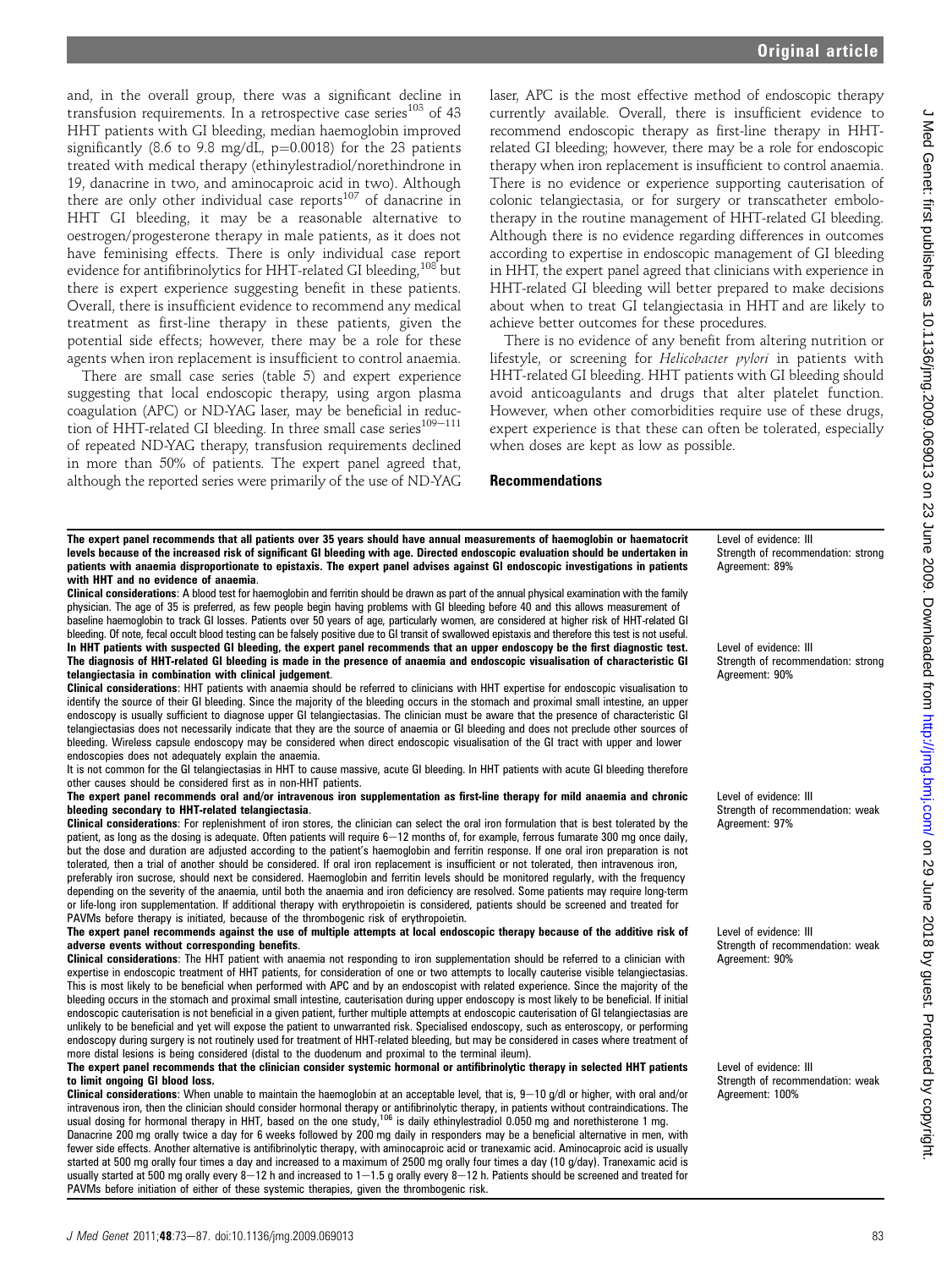and, in the overall group, there was a significant decline in transfusion requirements. In a retrospective case series[103] of 43 HHT patients with GI bleeding, median haemoglobin improved significantly (8.6 to 9.8 mg/dL, $p=0.0018$) for the 23 patients treated with medical therapy (ethinylestradiol/norethindrone in 19, danacrine in two, and aminocaproic acid in two). Although there are only other individual case reports[107] of danacrine in HHT GI bleeding, it may be a reasonable alternative to oestrogen/progesterone therapy in male patients, as it does not have feminising effects. There is only individual case report evidence for antifibrinolytics for HHT-related GI bleeding,[108] but there is expert experience suggesting benefit in these patients. Overall, there is insufficient evidence to recommend any medical treatment as first-line therapy in these patients, given the potential side effects; however, there may be a role for these agents when iron replacement is insufficient to control anaemia.

There are small case series (table 5) and expert experience suggesting that local endoscopic therapy, using argon plasma coagulation (APC) or ND-YAG laser, may be beneficial in reduction of HHT-related GI bleeding. In three small case series[109–111] of repeated ND-YAG therapy, transfusion requirements declined in more than 50% of patients. The expert panel agreed that, although the reported series were primarily of the use of ND-YAG laser, APC is the most effective method of endoscopic therapy currently available. Overall, there is insufficient evidence to recommend endoscopic therapy as first-line therapy in HHT-related GI bleeding; however, there may be a role for endoscopic therapy when iron replacement is insufficient to control anaemia. There is no evidence or experience supporting cauterisation of colonic telangiectasia, or for surgery or transcatheter embolotherapy in the routine management of HHT-related GI bleeding. Although there is no evidence regarding differences in outcomes according to expertise in endoscopic management of GI bleeding in HHT, the expert panel agreed that clinicians with experience in HHT-related GI bleeding will better prepared to make decisions about when to treat GI telangiectasia in HHT and are likely to achieve better outcomes for these procedures.

There is no evidence of any benefit from altering nutrition or lifestyle, or screening for *Helicobacter pylori* in patients with HHT-related GI bleeding. HHT patients with GI bleeding should avoid anticoagulants and drugs that alter platelet function. However, when other comorbidities require use of these drugs, expert experience is that these can often be tolerated, especially when doses are kept as low as possible.

## Recommendations

| Recommendation | Evidence |
|---|---|
| **The expert panel recommends that all patients over 35 years should have annual measurements of haemoglobin or haematocrit levels because of the increased risk of significant GI bleeding with age. Directed endoscopic evaluation should be undertaken in patients with anaemia disproportionate to epistaxis. The expert panel advises against GI endoscopic investigations in patients with HHT and no evidence of anaemia.**<br>**Clinical considerations**: A blood test for haemoglobin and ferritin should be drawn as part of the annual physical examination with the family physician. The age of 35 is preferred, as few people begin having problems with GI bleeding before 40 and this allows measurement of baseline haemoglobin to track GI losses. Patients over 50 years of age, particularly women, are considered at higher risk of HHT-related GI bleeding. Of note, fecal occult blood testing can be falsely positive due to GI transit of swallowed epistaxis and therefore this test is not useful. | Level of evidence: III<br>Strength of recommendation: strong<br>Agreement: 89% |
| **In HHT patients with suspected GI bleeding, the expert panel recommends that an upper endoscopy be the first diagnostic test. The diagnosis of HHT-related GI bleeding is made in the presence of anaemia and endoscopic visualisation of characteristic GI telangiectasia in combination with clinical judgement.**<br>**Clinical considerations**: HHT patients with anaemia should be referred to clinicians with HHT expertise for endoscopic visualisation to identify the source of their GI bleeding. Since the majority of the bleeding occurs in the stomach and proximal small intestine, an upper endoscopy is usually sufficient to diagnose upper GI telangiectasias. The clinician must be aware that the presence of characteristic GI telangiectasias does not necessarily indicate that they are the source of anaemia or GI bleeding and does not preclude other sources of bleeding. Wireless capsule endoscopy may be considered when direct endoscopic visualisation of the GI tract with upper and lower endoscopies does not adequately explain the anaemia.<br>It is not common for the GI telangiectasias in HHT to cause massive, acute GI bleeding. In HHT patients with acute GI bleeding therefore other causes should be considered first as in non-HHT patients. | Level of evidence: III<br>Strength of recommendation: strong<br>Agreement: 90% |
| **The expert panel recommends oral and/or intravenous iron supplementation as first-line therapy for mild anaemia and chronic bleeding secondary to HHT-related telangiectasia.**<br>**Clinical considerations**: For replenishment of iron stores, the clinician can select the oral iron formulation that is best tolerated by the patient, as long as the dosing is adequate. Often patients will require 6–12 months of, for example, ferrous fumarate 300 mg once daily, but the dose and duration are adjusted according to the patient's haemoglobin and ferritin response. If one oral iron preparation is not tolerated, then a trial of another should be considered. If oral iron replacement is insufficient or not tolerated, then intravenous iron, preferably iron sucrose, should next be considered. Haemoglobin and ferritin levels should be monitored regularly, with the frequency depending on the severity of the anaemia, until both the anaemia and iron deficiency are resolved. Some patients may require long-term or life-long iron supplementation. If additional therapy with erythropoietin is considered, patients should be screened and treated for PAVMs before therapy is initiated, because of the thrombogenic risk of erythropoietin. | Level of evidence: III<br>Strength of recommendation: weak<br>Agreement: 97% |
| **The expert panel recommends against the use of multiple attempts at local endoscopic therapy because of the additive risk of adverse events without corresponding benefits.**<br>**Clinical considerations**: The HHT patient with anaemia not responding to iron supplementation should be referred to a clinician with expertise in endoscopic treatment of HHT patients, for consideration of one or two attempts to locally cauterise visible telangiectasias. This is most likely to be beneficial when performed with APC and by an endoscopist with related experience. Since the majority of the bleeding occurs in the stomach and proximal small intestine, cauterisation during upper endoscopy is most likely to be beneficial. If initial endoscopic cauterisation is not beneficial in a given patient, further multiple attempts at endoscopic cauterisation of GI telangiectasias are unlikely to be beneficial and yet will expose the patient to unwarranted risk. Specialised endoscopy, such as enteroscopy, or performing endoscopy during surgery is not routinely used for treatment of HHT-related bleeding, but may be considered in cases where treatment of more distal lesions is being considered (distal to the duodenum and proximal to the terminal ileum). | Level of evidence: III<br>Strength of recommendation: weak<br>Agreement: 90% |
| **The expert panel recommends that the clinician consider systemic hormonal or antifibrinolytic therapy in selected HHT patients to limit ongoing GI blood loss.**<br>**Clinical considerations**: When unable to maintain the haemoglobin at an acceptable level, that is, 9–10 g/dl or higher, with oral and/or intravenous iron, then the clinician should consider hormonal therapy or antifibrinolytic therapy, in patients without contraindications. The usual dosing for hormonal therapy in HHT, based on the one study,[106] is daily ethinylestradiol 0.050 mg and norethisterone 1 mg. Danacrine 200 mg orally twice a day for 6 weeks followed by 200 mg daily in responders may be a beneficial alternative in men, with fewer side effects. Another alternative is antifibrinolytic therapy, with aminocaproic acid or tranexamic acid. Aminocaproic acid is usually started at 500 mg orally four times a day and increased to a maximum of 2500 mg orally four times a day (10 g/day). Tranexamic acid is usually started at 500 mg orally every 8–12 h and increased to 1–1.5 g orally every 8–12 h. Patients should be screened and treated for PAVMs before initiation of either of these systemic therapies, given the thrombogenic risk. | Level of evidence: III<br>Strength of recommendation: weak<br>Agreement: 100% |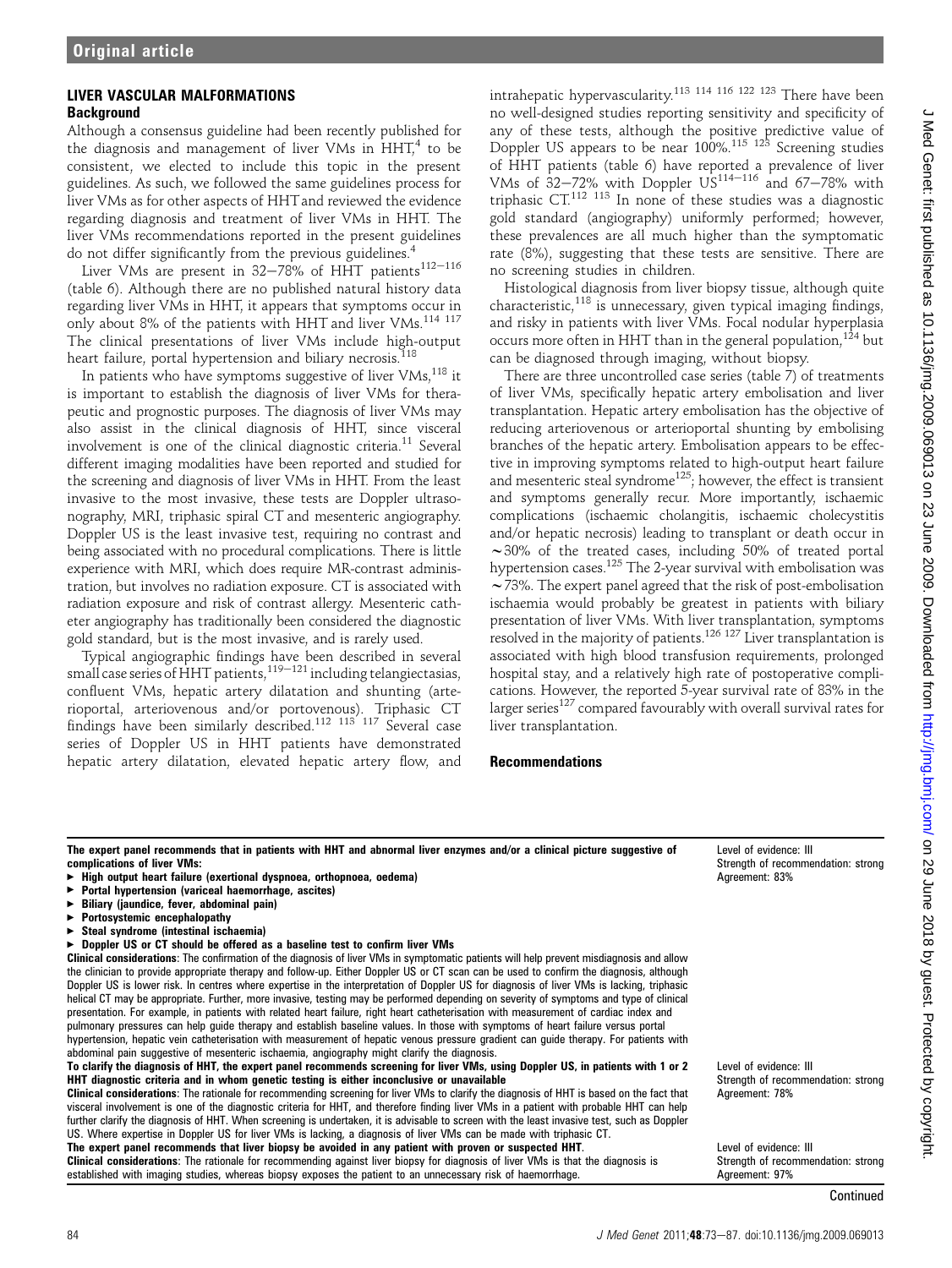## LIVER VASCULAR MALFORMATIONS

### Background

Although a consensus guideline had been recently published for the diagnosis and management of liver VMs in HHT,[4] to be consistent, we elected to include this topic in the present guidelines. As such, we followed the same guidelines process for liver VMs as for other aspects of HHT and reviewed the evidence regarding diagnosis and treatment of liver VMs in HHT. The liver VMs recommendations reported in the present guidelines do not differ significantly from the previous guidelines.[4]

Liver VMs are present in 32–78% of HHT patients[112–116] (table 6). Although there are no published natural history data regarding liver VMs in HHT, it appears that symptoms occur in only about 8% of the patients with HHT and liver VMs.[114 117] The clinical presentations of liver VMs include high-output heart failure, portal hypertension and biliary necrosis.[118]

In patients who have symptoms suggestive of liver VMs,[118] it is important to establish the diagnosis of liver VMs for therapeutic and prognostic purposes. The diagnosis of liver VMs may also assist in the clinical diagnosis of HHT, since visceral involvement is one of the clinical diagnostic criteria.[11] Several different imaging modalities have been reported and studied for the screening and diagnosis of liver VMs in HHT. From the least invasive to the most invasive, these tests are Doppler ultrasonography, MRI, triphasic spiral CT and mesenteric angiography. Doppler US is the least invasive test, requiring no contrast and being associated with no procedural complications. There is little experience with MRI, which does require MR-contrast administration, but involves no radiation exposure. CT is associated with radiation exposure and risk of contrast allergy. Mesenteric catheter angiography has traditionally been considered the diagnostic gold standard, but is the most invasive, and is rarely used.

Typical angiographic findings have been described in several small case series of HHT patients,[119–121] including telangiectasias, confluent VMs, hepatic artery dilatation and shunting (arterioportal, arteriovenous and/or portovenous). Triphasic CT findings have been similarly described.[112 113 117] Several case series of Doppler US in HHT patients have demonstrated hepatic artery dilatation, elevated hepatic artery flow, and intrahepatic hypervascularity.[113 114 116 122 123] There have been no well-designed studies reporting sensitivity and specificity of any of these tests, although the positive predictive value of Doppler US appears to be near 100%.[115 123] Screening studies of HHT patients (table 6) have reported a prevalence of liver VMs of 32–72% with Doppler US[114–116] and 67–78% with triphasic CT.[112 113] In none of these studies was a diagnostic gold standard (angiography) uniformly performed; however, these prevalences are all much higher than the symptomatic rate (8%), suggesting that these tests are sensitive. There are no screening studies in children.

Histological diagnosis from liver biopsy tissue, although quite characteristic,[118] is unnecessary, given typical imaging findings, and risky in patients with liver VMs. Focal nodular hyperplasia occurs more often in HHT than in the general population,[124] but can be diagnosed through imaging, without biopsy.

There are three uncontrolled case series (table 7) of treatments of liver VMs, specifically hepatic artery embolisation and liver transplantation. Hepatic artery embolisation has the objective of reducing arteriovenous or arterioportal shunting by embolising branches of the hepatic artery. Embolisation appears to be effective in improving symptoms related to high-output heart failure and mesenteric steal syndrome[125]; however, the effect is transient and symptoms generally recur. More importantly, ischaemic complications (ischaemic cholangitis, ischaemic cholecystitis and/or hepatic necrosis) leading to transplant or death occur in ~30% of the treated cases, including 50% of treated portal hypertension cases.[125] The 2-year survival with embolisation was ~73%. The expert panel agreed that the risk of post-embolisation ischaemia would probably be greatest in patients with biliary presentation of liver VMs. With liver transplantation, symptoms resolved in the majority of patients.[126 127] Liver transplantation is associated with high blood transfusion requirements, prolonged hospital stay, and a relatively high rate of postoperative complications. However, the reported 5-year survival rate of 83% in the larger series[127] compared favourably with overall survival rates for liver transplantation.

### Recommendations

| Recommendation | Evidence |
|---|---|
| **The expert panel recommends that in patients with HHT and abnormal liver enzymes and/or a clinical picture suggestive of complications of liver VMs:**<br>► **High output heart failure (exertional dyspnoea, orthopnoea, oedema)**<br>► **Portal hypertension (variceal haemorrhage, ascites)**<br>► **Biliary (jaundice, fever, abdominal pain)**<br>► **Portosystemic encephalopathy**<br>► **Steal syndrome (intestinal ischaemia)**<br>► **Doppler US or CT should be offered as a baseline test to confirm liver VMs**<br>**Clinical considerations**: The confirmation of the diagnosis of liver VMs in symptomatic patients will help prevent misdiagnosis and allow the clinician to provide appropriate therapy and follow-up. Either Doppler US or CT scan can be used to confirm the diagnosis, although Doppler US is lower risk. In centres where expertise in the interpretation of Doppler US for diagnosis of liver VMs is lacking, triphasic helical CT may be appropriate. Further, more invasive, testing may be performed depending on severity of symptoms and type of clinical presentation. For example, in patients with related heart failure, right heart catheterisation with measurement of cardiac index and pulmonary pressures can help guide therapy and establish baseline values. In those with symptoms of heart failure versus portal hypertension, hepatic vein catheterisation with measurement of hepatic venous pressure gradient can guide therapy. For patients with abdominal pain suggestive of mesenteric ischaemia, angiography might clarify the diagnosis. | Level of evidence: III<br>Strength of recommendation: strong<br>Agreement: 83% |
| **To clarify the diagnosis of HHT, the expert panel recommends screening for liver VMs, using Doppler US, in patients with 1 or 2 HHT diagnostic criteria and in whom genetic testing is either inconclusive or unavailable**<br>**Clinical considerations**: The rationale for recommending screening for liver VMs to clarify the diagnosis of HHT is based on the fact that visceral involvement is one of the diagnostic criteria for HHT, and therefore finding liver VMs in a patient with probable HHT can help further clarify the diagnosis of HHT. When screening is undertaken, it is advisable to screen with the least invasive test, such as Doppler US. Where expertise in Doppler US for liver VMs is lacking, a diagnosis of liver VMs can be made with triphasic CT. | Level of evidence: III<br>Strength of recommendation: strong<br>Agreement: 78% |
| **The expert panel recommends that liver biopsy be avoided in any patient with proven or suspected HHT.**<br>**Clinical considerations**: The rationale for recommending against liver biopsy for diagnosis of liver VMs is that the diagnosis is established with imaging studies, whereas biopsy exposes the patient to an unnecessary risk of haemorrhage. | Level of evidence: III<br>Strength of recommendation: strong<br>Agreement: 97% |

Continued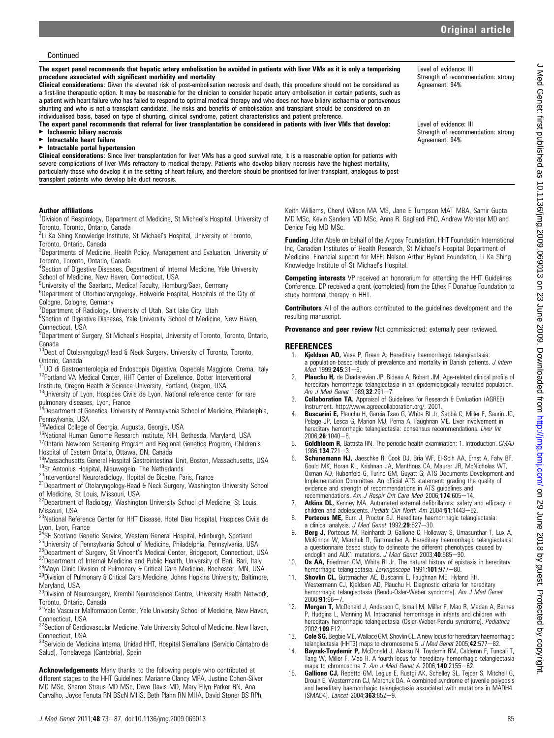Continued

| | |
|---|---|
| **The expert panel recommends that hepatic artery embolisation be avoided in patients with liver VMs as it is only a temporising procedure associated with significant morbidity and mortality**<br>**Clinical considerations**: Given the elevated risk of post-embolisation necrosis and death, this procedure should not be considered as a first-line therapeutic option. It may be reasonable for the clinician to consider hepatic artery embolisation in certain patients, such as a patient with heart failure who has failed to respond to optimal medical therapy and who does not have biliary ischaemia or portovenous shunting and who is not a transplant candidate. The risks and benefits of embolisation and transplant should be considered on an individualised basis, based on type of shunting, clinical syndrome, patient characteristics and patient preference. | Level of evidence: III<br>Strength of recommendation: strong<br>Agreement: 94% |
| **The expert panel recommends that referral for liver transplantation be considered in patients with liver VMs that develop:**<br>▶ **Ischaemic biliary necrosis**<br>▶ **Intractable heart failure**<br>▶ **Intractable portal hypertension**<br>**Clinical considerations**: Since liver transplantation for liver VMs has a good survival rate, it is a reasonable option for patients with severe complications of liver VMs refractory to medical therapy. Patients who develop biliary necrosis have the highest mortality, particularly those who develop it in the setting of heart failure, and therefore should be prioritised for liver transplant, analogous to post-transplant patients who develop bile duct necrosis. | Level of evidence: III<br>Strength of recommendation: strong<br>Agreement: 94% |

**Author affiliations**

[1]Division of Respirology, Department of Medicine, St Michael's Hospital, University of Toronto, Toronto, Ontario, Canada
[2]Li Ka Shing Knowledge Institute, St Michael's Hospital, University of Toronto, Toronto, Ontario, Canada
[3]Departments of Medicine, Health Policy, Management and Evaluation, University of Toronto, Toronto, Ontario, Canada
[4]Section of Digestive Diseases, Department of Internal Medicine, Yale University School of Medicine, New Haven, Connecticut, USA
[5]University of the Saarland, Medical Faculty, Homburg/Saar, Germany
[6]Department of Otorhinolaryngology, Holweide Hospital, Hospitals of the City of Cologne, Cologne, Germany
[7]Department of Radiology, University of Utah, Salt lake City, Utah
[8]Section of Digestive Diseases, Yale University School of Medicine, New Haven, Connecticut, USA
[9]Department of Surgery, St Michael's Hospital, University of Toronto, Toronto, Ontario, Canada
[10]Dept of Otolaryngology/Head & Neck Surgery, University of Toronto, Toronto, Ontario, Canada
[11]UO di Gastroenterologia ed Endoscopia Digestiva, Ospedale Maggiore, Crema, Italy
[12]Portland VA Medical Center, HHT Center of Excellence, Dotter Interventional Institute, Oregon Health & Science University, Portland, Oregon, USA
[13]University of Lyon, Hospices Civils de Lyon, National reference center for rare pulmonary diseases, Lyon, France
[14]Department of Genetics, University of Pennsylvania School of Medicine, Philadelphia, Pennsylvania, USA
[15]Medical College of Georgia, Augusta, Georgia, USA
[16]National Human Genome Research Institute, NIH, Bethesda, Maryland, USA
[17]Ontario Newborn Screening Program and Regional Genetics Program, Children's Hospital of Eastern Ontario, Ottawa, ON, Canada
[18]Massachusetts General Hospital Gastrointestinal Unit, Boston, Massachusetts, USA
[19]St Antonius Hospital, Nieuwegein, The Netherlands
[20]Interventional Neuroradiology, Hopital de Bicetre, Paris, France
[21]Department of Otolaryngology-Head & Neck Surgery, Washington University School of Medicine, St Louis, Missouri, USA
[22]Department of Radiology, Washington University School of Medicine, St Louis, Missouri, USA
[23]National Reference Center for HHT Disease, Hotel Dieu Hospital, Hospices Civils de Lyon, Lyon, France
[24]SE Scotland Genetic Service, Western General Hospital, Edinburgh, Scotland
[25]University of Pennsylvania School of Medicine, Philadelphia, Pennsylvania, USA
[26]Department of Surgery, St Vincent's Medical Center, Bridgeport, Connecticut, USA
[27]Department of Internal Medicine and Public Health, University of Bari, Bari, Italy
[28]Mayo Clinic Division of Pulmonary & Critical Care Medicine, Rochester, MN, USA
[29]Division of Pulmonary & Critical Care Medicine, Johns Hopkins University, Baltimore, Maryland, USA
[30]Division of Neurosurgery, Krembil Neuroscience Centre, University Health Network, Toronto, Ontario, Canada
[31]Yale Vascular Malformation Center, Yale University School of Medicine, New Haven, Connecticut, USA
[32]Section of Cardiovascular Medicine, Yale University School of Medicine, New Haven, Connecticut, USA
[33]Servicio de Medicina Interna, Unidad HHT, Hospital Sierrallana (Servicio Cántabro de Salud), Torrelavega (Cantabria), Spain

**Acknowledgements** Many thanks to the following people who contributed at different stages to the HHT Guidelines: Marianne Clancy MPA, Justine Cohen-Silver MD MSc, Sharon Straus MD MSc, Dave Davis MD, Mary Ellyn Parker RN, Ana Carvalho, Joyce Fenuta RN BScN MHS, Beth Plahn RN MHA, David Stoner BS RPh, Keith Williams, Cheryl Wilson MA MS, Jane E Tumpson MAT MBA, Samir Gupta MD MSc, Kevin Sanders MD MSc, Anna R. Gagliardi PhD, Andrew Worster MD and Denice Feig MD MSc.

**Funding** John Abele on behalf of the Argosy Foundation, HHT Foundation International Inc, Canadian Institutes of Health Research, St Michael's Hospital Department of Medicine. Financial support for MEF: Nelson Arthur Hyland Foundation, Li Ka Shing Knowledge Institute of St Michael's Hospital.

**Competing interests** VP received an honorarium for attending the HHT Guidelines Conference. DP received a grant (completed) from the Ethek F Donahue Foundation to study hormonal therapy in HHT.

**Contributors** All of the authors contributed to the guidelines development and the resulting manuscript.

**Provenance and peer review** Not commissioned; externally peer reviewed.

## REFERENCES

1. **Kjeldsen AD**, Vase P, Green A. Hereditary haemorrhagic telangiectasia: a population-based study of prevalence and mortality in Danish patients. *J Intern Med* 1999;**245**:31–9.
2. **Plauchu H**, de Chadarevian JP, Bideau A, Robert JM. Age-related clinical profile of hereditary hemorrhagic telangiectasia in an epidemiologically recruited population. *Am J Med Genet* 1989;**32**:291–7.
3. **Collaboration TA.** Appraisal of Guidelines for Research & Evaluation (AGREE) Instrument. http://www.agreecollaboration.org/, 2001.
4. **Buscarini E**, Plauchu H, Garcia Tsao G, White RI Jr, Sabbà C, Miller F, Saurin JC, Pelage JP, Lesca G, Marion MJ, Perna A, Faughnan ME. Liver involvement in hereditary hemorrhagic telangiectasia: consensus recommendations. *Liver Int* 2006;**26**:1040–6.
5. **Goldbloom R**, Battista RN. The periodic health examination: 1. Introduction. *CMAJ* 1986;**134**:721–3.
6. **Schunemann HJ**, Jaeschke R, Cook DJ, Bria WF, El-Solh AA, Ernst A, Fahy BF, Gould MK, Horan KL, Krishnan JA, Manthous CA, Maurer JR, McNicholas WT, Oxman AD, Rubenfeld G, Turino GM, Guyatt G; ATS Documents Development and Implementation Committee. An official ATS statement: grading the quality of evidence and strength of recommendations in ATS guidelines and recommendations. *Am J Respir Crit Care Med* 2006;**174**:605–14.
7. **Atkins DL**, Kenney MA. Automated external defibrillators: safety and efficacy in children and adolescents. *Pediatr Clin North Am* 2004;**51**:1443–62.
8. **Porteous ME**, Burn J, Proctor SJ. Hereditary haemorrhagic telangiectasia: a clinical analysis. *J Med Genet* 1992;**29**:527–30.
9. **Berg J**, Porteous M, Reinhardt D, Gallione C, Holloway S, Umasunthar T, Lux A, McKinnon W, Marchuk D, Guttmacher A. Hereditary haemorrhagic telangiectasia: a questionnaire based study to delineate the different phenotypes caused by endoglin and ALK1 mutations. *J Med Genet* 2003;**40**:585–90.
10. **Os AA**, Friedman CM, White RI Jr. The natural history of epistaxis in hereditary hemorrhagic telangiectasia. *Laryngoscope* 1991;**101**:977–80.
11. **Shovlin CL**, Guttmacher AE, Buscarini E, Faughnan ME, Hyland RH, Westermann CJ, Kjeldsen AD, Plauchu H. Diagnostic criteria for hereditary hemorrhagic telangiectasia (Rendu-Osler-Weber syndrome). *Am J Med Genet* 2000;**91**:66–7.
12. **Morgan T**, McDonald J, Anderson C, Ismail M, Miller F, Mao R, Madan A, Barnes P, Hudgins L, Manning M. Intracranial hemorrhage in infants and children with hereditary hemorrhagic telangiectasia (Osler-Weber-Rendu syndrome). *Pediatrics* 2002;**109**:E12.
13. **Cole SG**, Begbie ME, Wallace GM, Shovlin CL. A new locus for hereditary haemorrhagic telangiectasia (HHT3) maps to chromosome 5. *J Med Genet* 2005;**42**:577–82.
14. **Bayrak-Toydemir P**, McDonald J, Akarsu N, Toydemir RM, Calderon F, Tuncali T, Tang W, Miller F, Mao R. A fourth locus for hereditary hemorrhagic telangiectasia maps to chromosome 7. *Am J Med Genet A* 2006;**140**:2155–62.
15. **Gallione CJ**, Repetto GM, Legius E, Rustgi AK, Schelley SL, Tejpar S, Mitchell G, Drouin E, Westermann CJ, Marchuk DA. A combined syndrome of juvenile polyposis and hereditary haemorrhagic telangiectasia associated with mutations in MADH4 (SMAD4). *Lancet* 2004;**363**:852–9.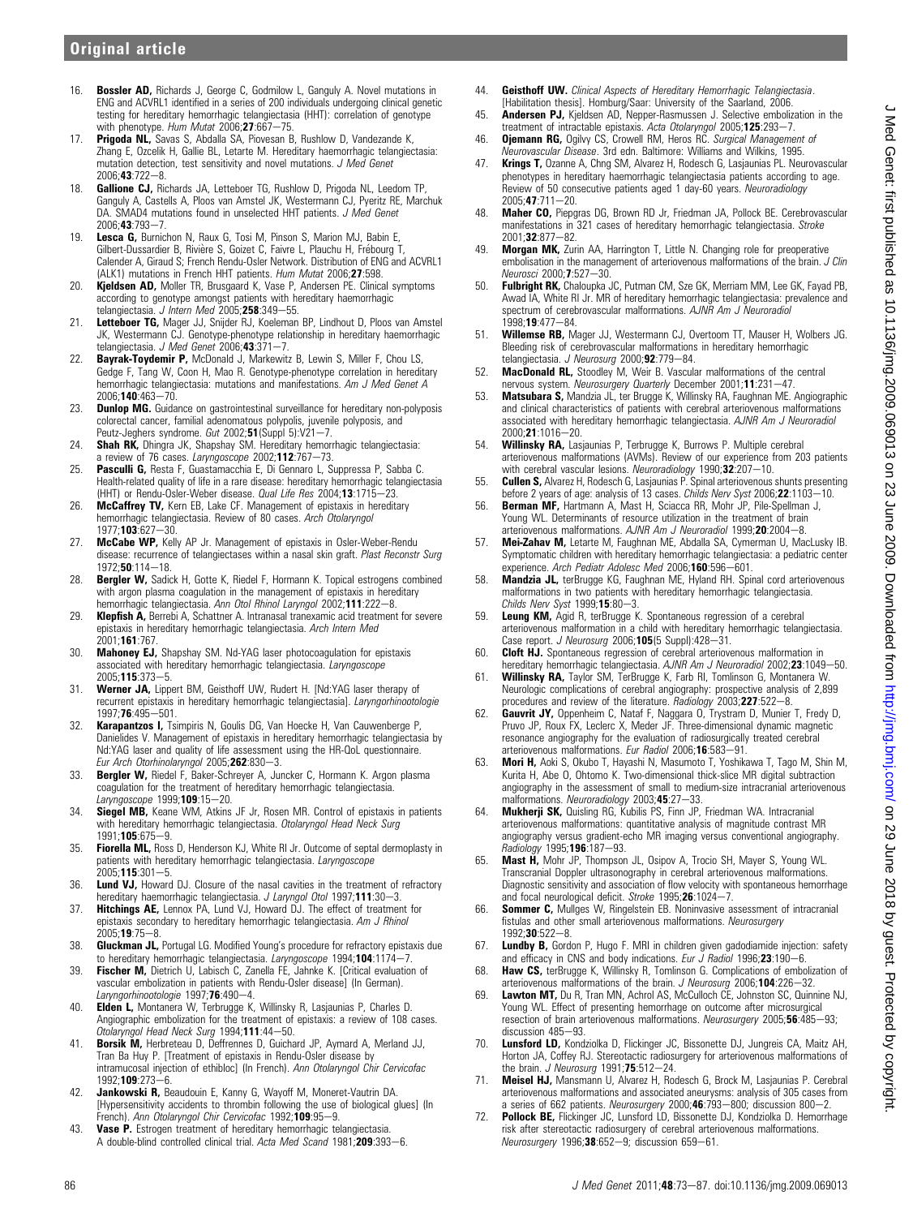16. **Bossler AD,** Richards J, George C, Godmilow L, Ganguly A. Novel mutations in ENG and ACVRL1 identified in a series of 200 individuals undergoing clinical genetic testing for hereditary hemorrhagic telangiectasia (HHT): correlation of genotype with phenotype. *Hum Mutat* 2006;**27**:667−75.
17. **Prigoda NL,** Savas S, Abdalla SA, Piovesan B, Rushlow D, Vandezande K, Zhang E, Ozcelik H, Gallie BL, Letarte M. Hereditary haemorrhagic telangiectasia: mutation detection, test sensitivity and novel mutations. *J Med Genet* 2006;**43**:722−8.
18. **Gallione CJ,** Richards JA, Letteboer TG, Rushlow D, Prigoda NL, Leedom TP, Ganguly A, Castells A, Ploos van Amstel JK, Westermann CJ, Pyeritz RE, Marchuk DA. SMAD4 mutations found in unselected HHT patients. *J Med Genet* 2006;**43**:793−7.
19. **Lesca G,** Burnichon N, Raux G, Tosi M, Pinson S, Marion MJ, Babin E, Gilbert-Dussardier B, Rivière S, Goizet C, Faivre L, Plauchu H, Frébourg T, Calender A, Giraud S; French Rendu-Osler Network. Distribution of ENG and ACVRL1 (ALK1) mutations in French HHT patients. *Hum Mutat* 2006;**27**:598.
20. **Kjeldsen AD,** Moller TR, Brusgaard K, Vase P, Andersen PE. Clinical symptoms according to genotype amongst patients with hereditary haemorrhagic telangiectasia. *J Intern Med* 2005;**258**:349−55.
21. **Letteboer TG,** Mager JJ, Snijder RJ, Koeleman BP, Lindhout D, Ploos van Amstel JK, Westermann CJ. Genotype-phenotype relationship in hereditary haemorrhagic telangiectasia. *J Med Genet* 2006;**43**:371−7.
22. **Bayrak-Toydemir P,** McDonald J, Markewitz B, Lewin S, Miller F, Chou LS, Gedge F, Tang W, Coon H, Mao R. Genotype-phenotype correlation in hereditary hemorrhagic telangiectasia: mutations and manifestations. *Am J Med Genet A* 2006;**140**:463−70.
23. **Dunlop MG.** Guidance on gastrointestinal surveillance for hereditary non-polyposis colorectal cancer, familial adenomatous polypolis, juvenile polyposis, and Peutz-Jeghers syndrome. *Gut* 2002;**51**(Suppl 5):V21−7.
24. **Shah RK,** Dhingra JK, Shapshay SM. Hereditary hemorrhagic telangiectasia: a review of 76 cases. *Laryngoscope* 2002;**112**:767−73.
25. **Pasculli G,** Resta F, Guastamacchia E, Di Gennaro L, Suppressa P, Sabba C. Health-related quality of life in a rare disease: hereditary hemorrhagic telangiectasia (HHT) or Rendu-Osler-Weber disease. *Qual Life Res* 2004;**13**:1715−23.
26. **McCaffrey TV,** Kern EB, Lake CF. Management of epistaxis in hereditary hemorrhagic telangiectasia. Review of 80 cases. *Arch Otolaryngol* 1977;**103**:627−30.
27. **McCabe WP,** Kelly AP Jr. Management of epistaxis in Osler-Weber-Rendu disease: recurrence of telangiectases within a nasal skin graft. *Plast Reconstr Surg* 1972;**50**:114−18.
28. **Bergler W,** Sadick H, Gotte K, Riedel F, Hormann K. Topical estrogens combined with argon plasma coagulation in the management of epistaxis in hereditary hemorrhagic telangiectasia. *Ann Otol Rhinol Laryngol* 2002;**111**:222−8.
29. **Klepfish A,** Berrebi A, Schattner A. Intranasal tranexamic acid treatment for severe epistaxis in hereditary hemorrhagic telangiectasia. *Arch Intern Med* 2001;**161**:767.
30. **Mahoney EJ,** Shapshay SM. Nd-YAG laser photocoagulation for epistaxis associated with hereditary hemorrhagic telangiectasia. *Laryngoscope* 2005;**115**:373−5.
31. **Werner JA,** Lippert BM, Geisthoff UW, Rudert H. [Nd:YAG laser therapy of recurrent epistaxis in hereditary hemorrhagic telangiectasia]. *Laryngorhinootologie* 1997;**76**:495−501.
32. **Karapantzos I,** Tsimpiris N, Goulis DG, Van Hoecke H, Van Cauwenberge P, Danielides V. Management of epistaxis in hereditary hemorrhagic telangiectasia by Nd:YAG laser and quality of life assessment using the HR-QoL questionnaire. *Eur Arch Otorhinolaryngol* 2005;**262**:830−3.
33. **Bergler W,** Riedel F, Baker-Schreyer A, Juncker C, Hormann K. Argon plasma coagulation for the treatment of hereditary hemorrhagic telangiectasia. *Laryngoscope* 1999;**109**:15−20.
34. **Siegel MB,** Keane WM, Atkins JF Jr, Rosen MR. Control of epistaxis in patients with hereditary hemorrhagic telangiectasia. *Otolaryngol Head Neck Surg* 1991;**105**:675−9.
35. **Fiorella ML,** Ross D, Henderson KJ, White RI Jr. Outcome of septal dermoplasty in patients with hereditary hemorrhagic telangiectasia. *Laryngoscope* 2005;**115**:301−5.
36. **Lund VJ,** Howard DJ. Closure of the nasal cavities in the treatment of refractory hereditary haemorrhagic telangiectasia. *J Laryngol Otol* 1997;**111**:30−3.
37. **Hitchings AE,** Lennox PA, Lund VJ, Howard DJ. The effect of treatment for epistaxis secondary to hereditary hemorrhagic telangiectasia. *Am J Rhinol* 2005;**19**:75−8.
38. **Gluckman JL,** Portugal LG. Modified Young's procedure for refractory epistaxis due to hereditary hemorrhagic telangiectasia. *Laryngoscope* 1994;**104**:1174−7.
39. **Fischer M,** Dietrich U, Labisch C, Zanella FE, Jahnke K. [Critical evaluation of vascular embolization in patients with Rendu-Osler disease] (In German). *Laryngorhinootologie* 1997;**76**:490−4.
40. **Elden L,** Montanera W, Terbrugge K, Willinsky R, Lasjaunias P, Charles D. Angiographic embolization for the treatment of epistaxis: a review of 108 cases. *Otolaryngol Head Neck Surg* 1994;**111**:44−50.
41. **Borsik M,** Herbreteau D, Deffrennes D, Guichard JP, Aymard A, Merland JJ, Tran Ba Huy P. [Treatment of epistaxis in Rendu-Osler disease by intramucosal injection of ethibloc] (In French). *Ann Otolaryngol Chir Cervicofac* 1992;**109**:273−6.
42. **Jankowski R,** Beaudouin E, Kanny G, Wayoff M, Moneret-Vautrin DA. [Hypersensitivity accidents to thrombin following the use of biological glues] (In French). *Ann Otolaryngol Chir Cervicofac* 1992;**109**:95−9.
43. **Vase P.** Estrogen treatment of hereditary hemorrhagic telangiectasia. A double-blind controlled clinical trial. *Acta Med Scand* 1981;**209**:393−6.
44. **Geisthoff UW.** *Clinical Aspects of Hereditary Hemorrhagic Telangiectasia*. [Habilitation thesis]. Homburg/Saar: University of the Saarland, 2006.
45. **Andersen PJ,** Kjeldsen AD, Nepper-Rasmussen J. Selective embolization in the treatment of intractable epistaxis. *Acta Otolaryngol* 2005;**125**:293−7.
46. **Ojemann RG,** Ogilvy CS, Crowell RM, Heros RC. *Surgical Management of Neurovascular Disease*. 3rd edn. Baltimore: Williams and Wilkins, 1995.
47. **Krings T,** Ozanne A, Chng SM, Alvarez H, Rodesch G, Lasjaunias PL. Neurovascular phenotypes in hereditary haemorrhagic telangiectasia patients according to age. Review of 50 consecutive patients aged 1 day-60 years. *Neuroradiology* 2005;**47**:711−20.
48. **Maher CO,** Piepgras DG, Brown RD Jr, Friedman JA, Pollock BE. Cerebrovascular manifestations in 321 cases of hereditary hemorrhagic telangiectasia. *Stroke* 2001;**32**:877−82.
49. **Morgan MK,** Zurin AA, Harrington T, Little N. Changing role for preoperative embolisation in the management of arteriovenous malformations of the brain. *J Clin Neurosci* 2000;**7**:527−30.
50. **Fulbright RK,** Chaloupka JC, Putman CM, Sze GK, Merriam MM, Lee GK, Fayad PB, Awad IA, White RI Jr. MR of hereditary hemorrhagic telangiectasia: prevalence and spectrum of cerebrovascular malformations. *AJNR Am J Neuroradiol* 1998;**19**:477−84.
51. **Willemse RB,** Mager JJ, Westermann CJ, Overtoom TT, Mauser H, Wolbers JG. Bleeding risk of cerebrovascular malformations in hereditary hemorrhagic telangiectasia. *J Neurosurg* 2000;**92**:779−84.
52. **MacDonald RL,** Stoodley M, Weir B. Vascular malformations of the central nervous system. *Neurosurgery Quarterly* December 2001;**11**:231−47.
53. **Matsubara S,** Mandzia JL, ter Brugge K, Willinsky RA, Faughnan ME. Angiographic and clinical characteristics of patients with cerebral arteriovenous malformations associated with hereditary hemorrhagic telangiectasia. *AJNR Am J Neuroradiol* 2000;**21**:1016−20.
54. **Willinsky RA,** Lasjaunias P, Terbrugge K, Burrows P. Multiple cerebral arteriovenous malformations (AVMs). Review of our experience from 203 patients with cerebral vascular lesions. *Neuroradiology* 1990;**32**:207−10.
55. **Cullen S,** Alvarez H, Rodesch G, Lasjaunias P. Spinal arteriovenous shunts presenting before 2 years of age: analysis of 13 cases. *Childs Nerv Syst* 2006;**22**:1103−10.
56. **Berman MF,** Hartmann A, Mast H, Sciacca RR, Mohr JP, Pile-Spellman J, Young WL. Determinants of resource utilization in the treatment of brain arteriovenous malformations. *AJNR Am J Neuroradiol* 1999;**20**:2004−8.
57. **Mei-Zahav M,** Letarte M, Faughnan ME, Abdalla SA, Cymerman U, MacLusky IB. Symptomatic children with hereditary hemorrhagic telangiectasia: a pediatric center experience. *Arch Pediatr Adolesc Med* 2006;**160**:596−601.
58. **Mandzia JL,** terBrugge KG, Faughnan ME, Hyland RH. Spinal cord arteriovenous malformations in two patients with hereditary hemorrhagic telangiectasia. *Childs Nerv Syst* 1999;**15**:80−3.
59. **Leung KM,** Agid R, terBrugge K. Spontaneous regression of a cerebral arteriovenous malformation in a child with hereditary hemorrhagic telangiectasia. Case report. *J Neurosurg* 2006;**105**(5 Suppl):428−31.
60. **Cloft HJ.** Spontaneous regression of cerebral arteriovenous malformation in hereditary hemorrhagic telangiectasia. *AJNR Am J Neuroradiol* 2002;**23**:1049−50.
61. **Willinsky RA,** Taylor SM, TerBrugge K, Farb RI, Tomlinson G, Montanera W. Neurologic complications of cerebral angiography: prospective analysis of 2,899 procedures and review of the literature. *Radiology* 2003;**227**:522−8.
62. **Gauvrit JY,** Oppenheim C, Nataf F, Naggara O, Trystram D, Munier T, Fredy D, Pruvo JP, Roux FX, Leclerc X, Meder JF. Three-dimensional dynamic magnetic resonance angiography for the evaluation of radiosurgically treated cerebral arteriovenous malformations. *Eur Radiol* 2006;**16**:583−91.
63. **Mori H,** Aoki S, Okubo T, Hayashi N, Masumoto T, Yoshikawa T, Tago M, Shin M, Kurita H, Abe O, Ohtomo K. Two-dimensional thick-slice MR digital subtraction angiography in the assessment of small to medium-size intracranial arteriovenous malformations. *Neuroradiology* 2003;**45**:27−33.
64. **Mukherji SK,** Quisling RG, Kubilis PS, Finn JP, Friedman WA. Intracranial arteriovenous malformations: quantitative analysis of magnitude contrast MR angiography versus gradient-echo MR imaging versus conventional angiography. *Radiology* 1995;**196**:187−93.
65. **Mast H,** Mohr JP, Thompson JL, Osipov A, Trocio SH, Mayer S, Young WL. Transcranial Doppler ultrasonography in cerebral arteriovenous malformations. Diagnostic sensitivity and association of flow velocity with spontaneous hemorrhage and focal neurological deficit. *Stroke* 1995;**26**:1024−7.
66. **Sommer C,** Mullges W, Ringelstein EB. Noninvasive assessment of intracranial fistulas and other small arteriovenous malformations. *Neurosurgery* 1992;**30**:522−8.
67. **Lundby B,** Gordon P, Hugo F. MRI in children given gadodiamide injection: safety and efficacy in CNS and body indications. *Eur J Radiol* 1996;**23**:190−6.
68. **Haw CS,** terBrugge K, Willinsky R, Tomlinson G. Complications of embolization of arteriovenous malformations of the brain. *J Neurosurg* 2006;**104**:226−32.
69. **Lawton MT,** Du R, Tran MN, Achrol AS, McCulloch CE, Johnston SC, Quinnine NJ, Young WL. Effect of presenting hemorrhage on outcome after microsurgical resection of brain arteriovenous malformations. *Neurosurgery* 2005;**56**:485−93; discussion 485−93.
70. **Lunsford LD,** Kondziolka D, Flickinger JC, Bissonette DJ, Jungreis CA, Maitz AH, Horton JA, Coffey RJ. Stereotactic radiosurgery for arteriovenous malformations of the brain. *J Neurosurg* 1991;**75**:512−24.
71. **Meisel HJ,** Mansmann U, Alvarez H, Rodesch G, Brock M, Lasjaunias P. Cerebral arteriovenous malformations and associated aneurysms: analysis of 305 cases from a series of 662 patients. *Neurosurgery* 2000;**46**:793−800; discussion 800−2.
72. **Pollock BE,** Flickinger JC, Lunsford LD, Bissonette DJ, Kondziolka D. Hemorrhage risk after stereotactic radiosurgery of cerebral arteriovenous malformations. *Neurosurgery* 1996;**38**:652−9; discussion 659−61.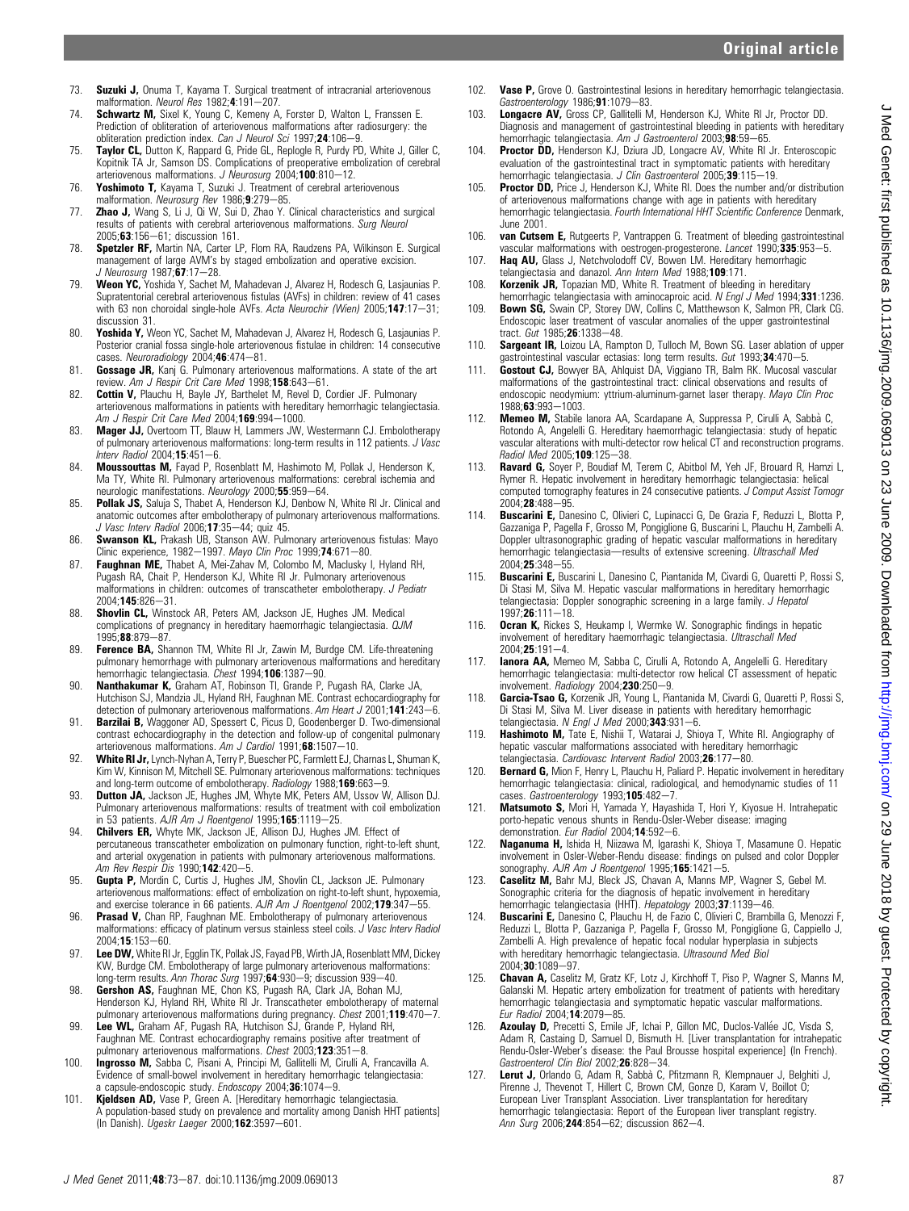73. **Suzuki J,** Onuma T, Kayama T. Surgical treatment of intracranial arteriovenous malformation. *Neurol Res* 1982;**4**:191–207.
74. **Schwartz M,** Sixel K, Young C, Kemeny A, Forster D, Walton L, Franssen E. Prediction of obliteration of arteriovenous malformations after radiosurgery: the obliteration prediction index. *Can J Neurol Sci* 1997;**24**:106–9.
75. **Taylor CL,** Dutton K, Rappard G, Pride GL, Replogle R, Purdy PD, White J, Giller C, Kopitnik TA Jr, Samson DS. Complications of preoperative embolization of cerebral arteriovenous malformations. *J Neurosurg* 2004;**100**:810–12.
76. **Yoshimoto T,** Kayama T, Suzuki J. Treatment of cerebral arteriovenous malformation. *Neurosurg Rev* 1986;**9**:279–85.
77. **Zhao J,** Wang S, Li J, Qi W, Sui D, Zhao Y. Clinical characteristics and surgical results of patients with cerebral arteriovenous malformations. *Surg Neurol* 2005;**63**:156–61; discussion 161.
78. **Spetzler RF,** Martin NA, Carter LP, Flom RA, Raudzens PA, Wilkinson E. Surgical management of large AVM's by staged embolization and operative excision. *J Neurosurg* 1987;**67**:17–28.
79. **Weon YC,** Yoshida Y, Sachet M, Mahadevan J, Alvarez H, Rodesch G, Lasjaunias P. Supratentorial cerebral arteriovenous fistulas (AVFs) in children: review of 41 cases with 63 non choroidal single-hole AVFs. *Acta Neurochir (Wien)* 2005;**147**:17–31; discussion 31.
80. **Yoshida Y,** Weon YC, Sachet M, Mahadevan J, Alvarez H, Rodesch G, Lasjaunias P. Posterior cranial fossa single-hole arteriovenous fistulae in children: 14 consecutive cases. *Neuroradiology* 2004;**46**:474–81.
81. **Gossage JR,** Kanj G. Pulmonary arteriovenous malformations. A state of the art review. *Am J Respir Crit Care Med* 1998;**158**:643–61.
82. **Cottin V,** Plauchu H, Bayle JY, Barthelet M, Revel D, Cordier JF. Pulmonary arteriovenous malformations in patients with hereditary hemorrhagic telangiectasia. *Am J Respir Crit Care Med* 2004;**169**:994–1000.
83. **Mager JJ,** Overtoom TT, Blauw H, Lammers JW, Westermann CJ. Embolotherapy of pulmonary arteriovenous malformations: long-term results in 112 patients. *J Vasc Interv Radiol* 2004;**15**:451–6.
84. **Moussouttas M,** Fayad P, Rosenblatt M, Hashimoto M, Pollak J, Henderson K, Ma TY, White RI. Pulmonary arteriovenous malformations: cerebral ischemia and neurologic manifestations. *Neurology* 2000;**55**:959–64.
85. **Pollak JS,** Saluja S, Thabet A, Henderson KJ, Denbow N, White RI Jr. Clinical and anatomic outcomes after embolotherapy of pulmonary arteriovenous malformations. *J Vasc Interv Radiol* 2006;**17**:35–44; quiz 45.
86. **Swanson KL,** Prakash UB, Stanson AW. Pulmonary arteriovenous fistulas: Mayo Clinic experience, 1982–1997. *Mayo Clin Proc* 1999;**74**:671–80.
87. **Faughnan ME,** Thabet A, Mei-Zahav M, Colombo M, Maclusky I, Hyland RH, Pugash RA, Chait P, Henderson KJ, White RI Jr. Pulmonary arteriovenous malformations in children: outcomes of transcatheter embolotherapy. *J Pediatr* 2004;**145**:826–31.
88. **Shovlin CL,** Winstock AR, Peters AM, Jackson JE, Hughes JM. Medical complications of pregnancy in hereditary haemorrhagic telangiectasia. *QJM* 1995;**88**:879–87.
89. **Ference BA,** Shannon TM, White RI Jr, Zawin M, Burdge CM. Life-threatening pulmonary hemorrhage with pulmonary arteriovenous malformations and hereditary hemorrhagic telangiectasia. *Chest* 1994;**106**:1387–90.
90. **Nanthakumar K,** Graham AT, Robinson TI, Grande P, Pugash RA, Clarke JA, Hutchison SJ, Mandzia JL, Hyland RH, Faughnan ME. Contrast echocardiography for detection of pulmonary arteriovenous malformations. *Am Heart J* 2001;**141**:243–6.
91. **Barzilai B,** Waggoner AD, Spessert C, Picus D, Goodenberger D. Two-dimensional contrast echocardiography in the detection and follow-up of congenital pulmonary arteriovenous malformations. *Am J Cardiol* 1991;**68**:1507–10.
92. **White RI Jr,** Lynch-Nyhan A, Terry P, Buescher PC, Farmlett EJ, Charnas L, Shuman K, Kim W, Kinnison M, Mitchell SE. Pulmonary arteriovenous malformations: techniques and long-term outcome of embolotherapy. *Radiology* 1988;**169**:663–9.
93. **Dutton JA,** Jackson JE, Hughes JM, Whyte MK, Peters AM, Ussov W, Allison DJ. Pulmonary arteriovenous malformations: results of treatment with coil embolization in 53 patients. *AJR Am J Roentgenol* 1995;**165**:1119–25.
94. **Chilvers ER,** Whyte MK, Jackson JE, Allison DJ, Hughes JM. Effect of percutaneous transcatheter embolization on pulmonary function, right-to-left shunt, and arterial oxygenation in patients with pulmonary arteriovenous malformations. *Am Rev Respir Dis* 1990;**142**:420–5.
95. **Gupta P,** Mordin C, Curtis J, Hughes JM, Shovlin CL, Jackson JE. Pulmonary arteriovenous malformations: effect of embolization on right-to-left shunt, hypoxemia, and exercise tolerance in 66 patients. *AJR Am J Roentgenol* 2002;**179**:347–55.
96. **Prasad V,** Chan RP, Faughnan ME. Embolotherapy of pulmonary arteriovenous malformations: efficacy of platinum versus stainless steel coils. *J Vasc Interv Radiol* 2004;**15**:153–60.
97. **Lee DW,** White RI Jr, Egglin TK, Pollak JS, Fayad PB, Wirth JA, Rosenblatt MM, Dickey KW, Burdge CM. Embolotherapy of large pulmonary arteriovenous malformations: long-term results. *Ann Thorac Surg* 1997;**64**:930–9; discussion 939–40.
98. **Gershon AS,** Faughnan ME, Chon KS, Pugash RA, Clark JA, Bohan MJ, Henderson KJ, Hyland RH, White RI Jr. Transcatheter embolotherapy of maternal pulmonary arteriovenous malformations during pregnancy. *Chest* 2001;**119**:470–7.
99. **Lee WL,** Graham AF, Pugash RA, Hutchison SJ, Grande P, Hyland RH, Faughnan ME. Contrast echocardiography remains positive after treatment of pulmonary arteriovenous malformations. *Chest* 2003;**123**:351–8.
100. **Ingrosso M,** Sabba C, Pisani A, Principi M, Gallitelli M, Cirulli A, Francavilla A. Evidence of small-bowel involvement in hereditary hemorrhagic telangiectasia: a capsule-endoscopic study. *Endoscopy* 2004;**36**:1074–9.
101. **Kjeldsen AD,** Vase P, Green A. [Hereditary hemorrhagic telangiectasia. A population-based study on prevalence and mortality among Danish HHT patients] (In Danish). *Ugeskr Laeger* 2000;**162**:3597–601.
102. **Vase P,** Grove O. Gastrointestinal lesions in hereditary hemorrhagic telangiectasia. *Gastroenterology* 1986;**91**:1079–83.
103. **Longacre AV,** Gross CP, Gallitelli M, Henderson KJ, White RI Jr, Proctor DD. Diagnosis and management of gastrointestinal bleeding in patients with hereditary hemorrhagic telangiectasia. *Am J Gastroenterol* 2003;**98**:59–65.
104. **Proctor DD,** Henderson KJ, Dziura JD, Longacre AV, White RI Jr. Enteroscopic evaluation of the gastrointestinal tract in symptomatic patients with hereditary hemorrhagic telangiectasia. *J Clin Gastroenterol* 2005;**39**:115–19.
105. **Proctor DD,** Price J, Henderson KJ, White RI. Does the number and/or distribution of arteriovenous malformations change with age in patients with hereditary hemorrhagic telangiectasia. *Fourth International HHT Scientific Conference* Denmark, June 2001.
106. **van Cutsem E,** Rutgeerts P, Vantrappen G. Treatment of bleeding gastrointestinal vascular malformations with oestrogen-progesterone. *Lancet* 1990;**335**:953–5.
107. **Haq AU,** Glass J, Netchvolodoff CV, Bowen LM. Hereditary hemorrhagic telangiectasia and danazol. *Ann Intern Med* 1988;**109**:171.
108. **Korzenik JR,** Topazian MD, White R. Treatment of bleeding in hereditary hemorrhagic telangiectasia with aminocaproic acid. *N Engl J Med* 1994;**331**:1236.
109. **Bown SG,** Swain CP, Storey DW, Collins C, Matthewson K, Salmon PR, Clark CG. Endoscopic laser treatment of vascular anomalies of the upper gastrointestinal tract. *Gut* 1985;**26**:1338–48.
110. **Sargeant IR,** Loizou LA, Rampton D, Tulloch M, Bown SG. Laser ablation of upper gastrointestinal vascular ectasias: long term results. *Gut* 1993;**34**:470–5.
111. **Gostout CJ,** Bowyer BA, Ahlquist DA, Viggiano TR, Balm RK. Mucosal vascular malformations of the gastrointestinal tract: clinical observations and results of endoscopic neodymium: yttrium-aluminum-garnet laser therapy. *Mayo Clin Proc* 1988;**63**:993–1003.
112. **Memeo M,** Stabile Ianora AA, Scardapane A, Suppressa P, Cirulli A, Sabbà C, Rotondo A, Angelelli G. Hereditary haemorrhagic telangiectasia: study of hepatic vascular alterations with multi-detector row helical CT and reconstruction programs. *Radiol Med* 2005;**109**:125–38.
113. **Ravard G,** Soyer P, Boudiaf M, Terem C, Abitbol M, Yeh JF, Brouard R, Hamzi L, Rymer R. Hepatic involvement in hereditary hemorrhagic telangiectasia: helical computed tomography features in 24 consecutive patients. *J Comput Assist Tomogr* 2004;**28**:488–95.
114. **Buscarini E,** Danesino C, Olivieri C, Lupinacci G, De Grazia F, Reduzzi L, Blotta P, Gazzaniga P, Pagella F, Grosso M, Pongiglione G, Buscarini L, Plauchu H, Zambelli A. Doppler ultrasonographic grading of hepatic vascular malformations in hereditary hemorrhagic telangiectasia—results of extensive screening. *Ultraschall Med* 2004;**25**:348–55.
115. **Buscarini E,** Buscarini L, Danesino C, Piantanida M, Civardi G, Quaretti P, Rossi S, Di Stasi M, Silva M. Hepatic vascular malformations in hereditary hemorrhagic telangiectasia: Doppler sonographic screening in a large family. *J Hepatol* 1997;**26**:111–18.
116. **Ocran K,** Rickes S, Heukamp I, Wermke W. Sonographic findings in hepatic involvement of hereditary haemorrhagic telangiectasia. *Ultraschall Med* 2004;**25**:191–4.
117. **Ianora AA,** Memeo M, Sabba C, Cirulli A, Rotondo A, Angelelli G. Hereditary hemorrhagic telangiectasia: multi-detector row helical CT assessment of hepatic involvement. *Radiology* 2004;**230**:250–9.
118. **Garcia-Tsao G,** Korzenik JR, Young L, Piantanida M, Civardi G, Quaretti P, Rossi S, Di Stasi M, Silva M. Liver disease in patients with hereditary hemorrhagic telangiectasia. *N Engl J Med* 2000;**343**:931–6.
119. **Hashimoto M,** Tate E, Nishii T, Watarai J, Shioya T, White RI. Angiography of hepatic vascular malformations associated with hereditary hemorrhagic telangiectasia. *Cardiovasc Intervent Radiol* 2003;**26**:177–80.
120. **Bernard G,** Mion F, Henry L, Plauchu H, Paliard P. Hepatic involvement in hereditary hemorrhagic telangiectasia: clinical, radiological, and hemodynamic studies of 11 cases. *Gastroenterology* 1993;**105**:482–7.
121. **Matsumoto S,** Mori H, Yamada Y, Hayashida T, Hori Y, Kiyosue H. Intrahepatic porto-hepatic venous shunts in Rendu-Osler-Weber disease: imaging demonstration. *Eur Radiol* 2004;**14**:592–6.
122. **Naganuma H,** Ishida H, Niizawa M, Igarashi K, Shioya T, Masamune O. Hepatic involvement in Osler-Weber-Rendu disease: findings on pulsed and color Doppler sonography. *AJR Am J Roentgenol* 1995;**165**:1421–5.
123. **Caselitz M,** Bahr MJ, Bleck JS, Chavan A, Manns MP, Wagner S, Gebel M. Sonographic criteria for the diagnosis of hepatic involvement in hereditary hemorrhagic telangiectasia (HHT). *Hepatology* 2003;**37**:1139–46.
124. **Buscarini E,** Danesino C, Plauchu H, de Fazio C, Olivieri C, Brambilla G, Menozzi F, Reduzzi L, Blotta P, Gazzaniga P, Pagella F, Grosso M, Pongiglione G, Cappiello J, Zambelli A. High prevalence of hepatic focal nodular hyperplasia in subjects with hereditary hemorrhagic telangiectasia. *Ultrasound Med Biol* 2004;**30**:1089–97.
125. **Chavan A,** Caselitz M, Gratz KF, Lotz J, Kirchhoff T, Piso P, Wagner S, Manns M, Galanski M. Hepatic artery embolization for treatment of patients with hereditary hemorrhagic telangiectasia and symptomatic hepatic vascular malformations. *Eur Radiol* 2004;**14**:2079–85.
126. **Azoulay D,** Precetti S, Emile JF, Ichai P, Gillon MC, Duclos-Vallée JC, Visda S, Adam R, Castaing D, Samuel D, Bismuth H. [Liver transplantation for intrahepatic Rendu-Osler-Weber's disease: the Paul Brousse hospital experience] (In French). *Gastroenterol Clin Biol* 2002;**26**:828–34.
127. **Lerut J,** Orlando G, Adam R, Sabbà C, Pfitzmann R, Klempnauer J, Belghiti J, Pirenne J, Thevenot T, Hillert C, Brown CM, Gonze D, Karam V, Boillot O; European Liver Transplant Association. Liver transplantation for hereditary hemorrhagic telangiectasia: Report of the European liver transplant registry. *Ann Surg* 2006;**244**:854–62; discussion 862–4.